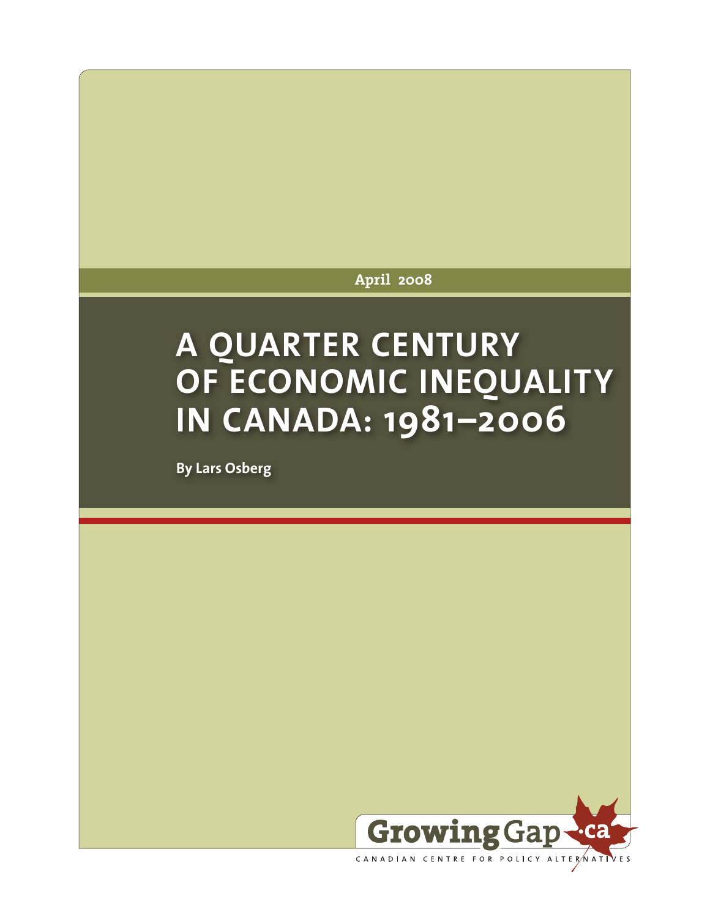April 2008

# A QUARTER CENTURY OF ECONOMIC INEQUALITY IN CANADA: 1981–2006

**By Lars Osberg**

GrowingGap.ca

CANADIAN CENTRE FOR POLICY ALTERNATIVES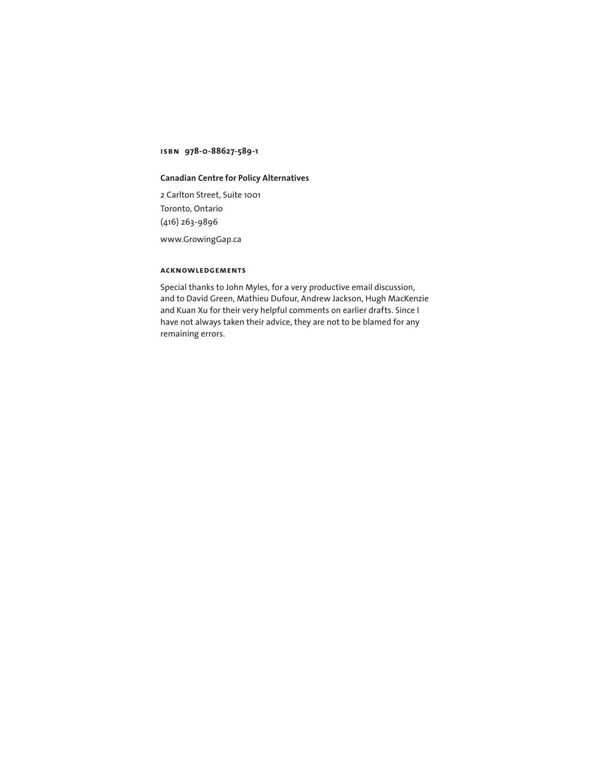**ISBN 978-0-88627-589-1**

**Canadian Centre for Policy Alternatives**

2 Carlton Street, Suite 1001
Toronto, Ontario
(416) 263-9896

www.GrowingGap.ca

#### ACKNOWLEDGEMENTS

Special thanks to John Myles, for a very productive email discussion, and to David Green, Mathieu Dufour, Andrew Jackson, Hugh MacKenzie and Kuan Xu for their very helpful comments on earlier drafts. Since I have not always taken their advice, they are not to be blamed for any remaining errors.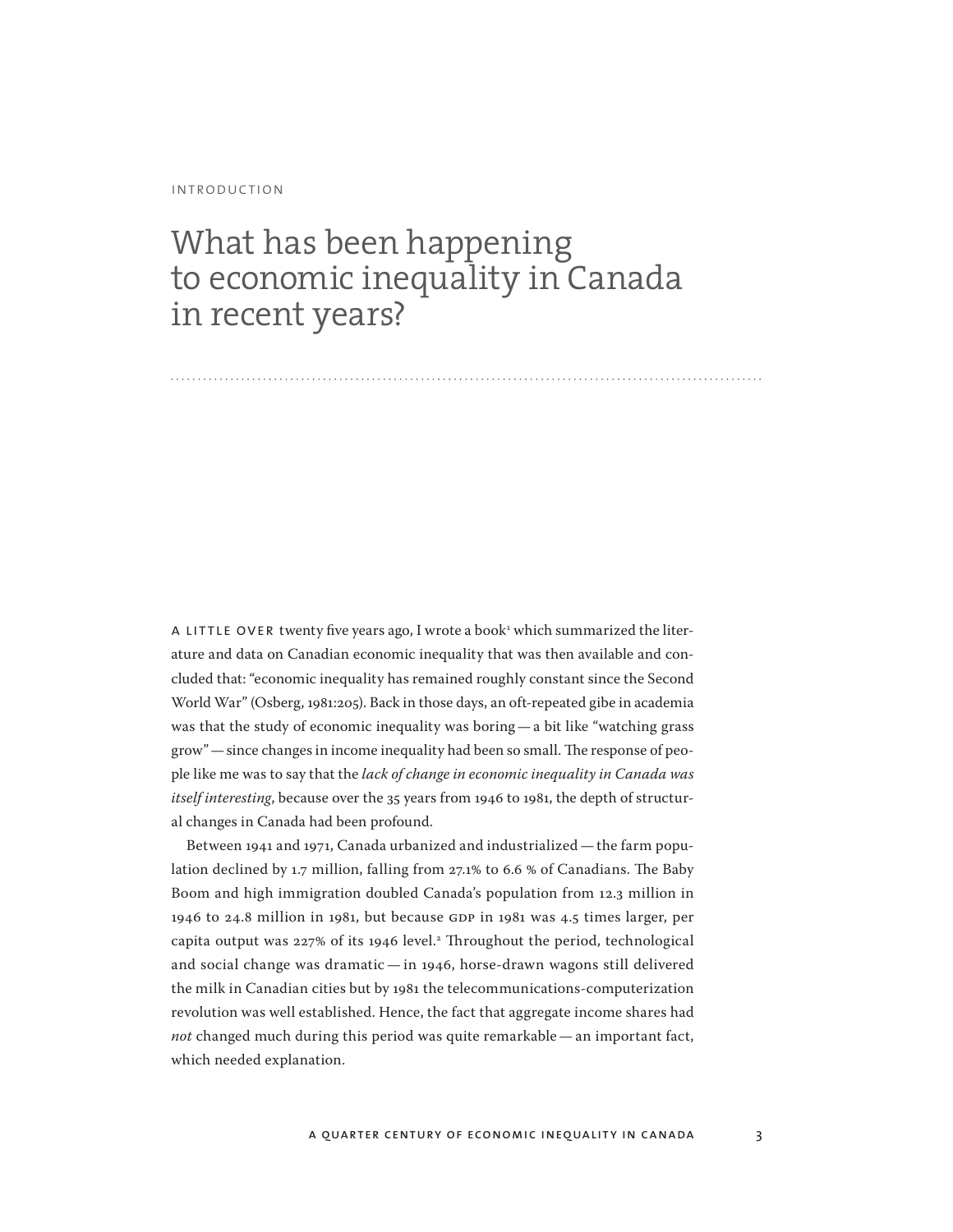INTRODUCTION

# What has been happening to economic inequality in Canada in recent years?

A LITTLE OVER twenty five years ago, I wrote a book[1] which summarized the literature and data on Canadian economic inequality that was then available and concluded that: "economic inequality has remained roughly constant since the Second World War" (Osberg, 1981:205). Back in those days, an oft-repeated gibe in academia was that the study of economic inequality was boring — a bit like "watching grass grow" — since changes in income inequality had been so small. The response of people like me was to say that the *lack of change in economic inequality in Canada was itself interesting*, because over the 35 years from 1946 to 1981, the depth of structural changes in Canada had been profound.

Between 1941 and 1971, Canada urbanized and industrialized — the farm population declined by 1.7 million, falling from 27.1% to 6.6 % of Canadians. The Baby Boom and high immigration doubled Canada's population from 12.3 million in 1946 to 24.8 million in 1981, but because GDP in 1981 was 4.5 times larger, per capita output was 227% of its 1946 level.[2] Throughout the period, technological and social change was dramatic — in 1946, horse-drawn wagons still delivered the milk in Canadian cities but by 1981 the telecommunications-computerization revolution was well established. Hence, the fact that aggregate income shares had *not* changed much during this period was quite remarkable — an important fact, which needed explanation.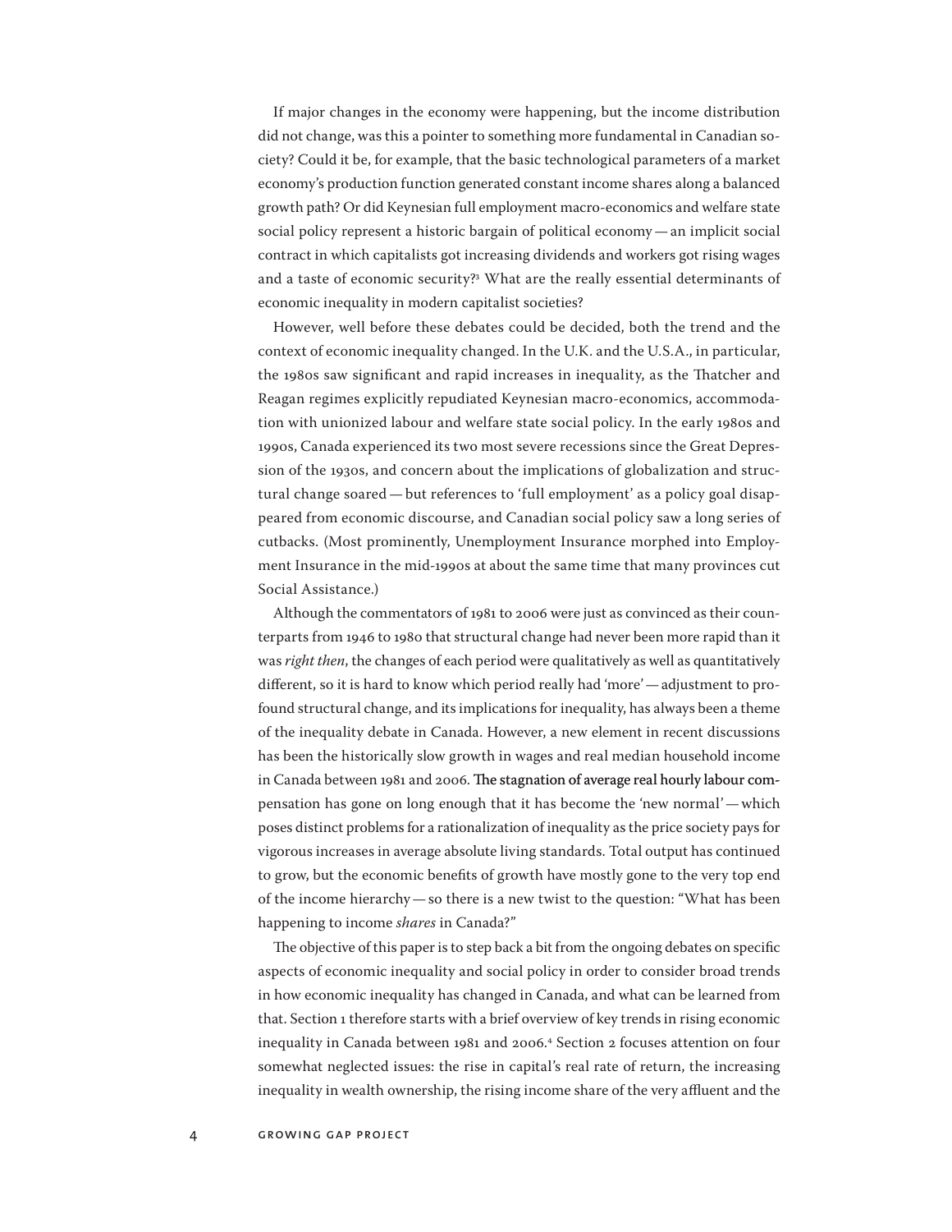If major changes in the economy were happening, but the income distribution did not change, was this a pointer to something more fundamental in Canadian society? Could it be, for example, that the basic technological parameters of a market economy's production function generated constant income shares along a balanced growth path? Or did Keynesian full employment macro-economics and welfare state social policy represent a historic bargain of political economy — an implicit social contract in which capitalists got increasing dividends and workers got rising wages and a taste of economic security?[3] What are the really essential determinants of economic inequality in modern capitalist societies?

However, well before these debates could be decided, both the trend and the context of economic inequality changed. In the U.K. and the U.S.A., in particular, the 1980s saw significant and rapid increases in inequality, as the Thatcher and Reagan regimes explicitly repudiated Keynesian macro-economics, accommodation with unionized labour and welfare state social policy. In the early 1980s and 1990s, Canada experienced its two most severe recessions since the Great Depression of the 1930s, and concern about the implications of globalization and structural change soared — but references to 'full employment' as a policy goal disappeared from economic discourse, and Canadian social policy saw a long series of cutbacks. (Most prominently, Unemployment Insurance morphed into Employment Insurance in the mid-1990s at about the same time that many provinces cut Social Assistance.)

Although the commentators of 1981 to 2006 were just as convinced as their counterparts from 1946 to 1980 that structural change had never been more rapid than it was *right then*, the changes of each period were qualitatively as well as quantitatively different, so it is hard to know which period really had 'more' — adjustment to profound structural change, and its implications for inequality, has always been a theme of the inequality debate in Canada. However, a new element in recent discussions has been the historically slow growth in wages and real median household income in Canada between 1981 and 2006. The stagnation of average real hourly labour compensation has gone on long enough that it has become the 'new normal' — which poses distinct problems for a rationalization of inequality as the price society pays for vigorous increases in average absolute living standards. Total output has continued to grow, but the economic benefits of growth have mostly gone to the very top end of the income hierarchy — so there is a new twist to the question: "What has been happening to income *shares* in Canada?"

The objective of this paper is to step back a bit from the ongoing debates on specific aspects of economic inequality and social policy in order to consider broad trends in how economic inequality has changed in Canada, and what can be learned from that. Section 1 therefore starts with a brief overview of key trends in rising economic inequality in Canada between 1981 and 2006.[4] Section 2 focuses attention on four somewhat neglected issues: the rise in capital's real rate of return, the increasing inequality in wealth ownership, the rising income share of the very affluent and the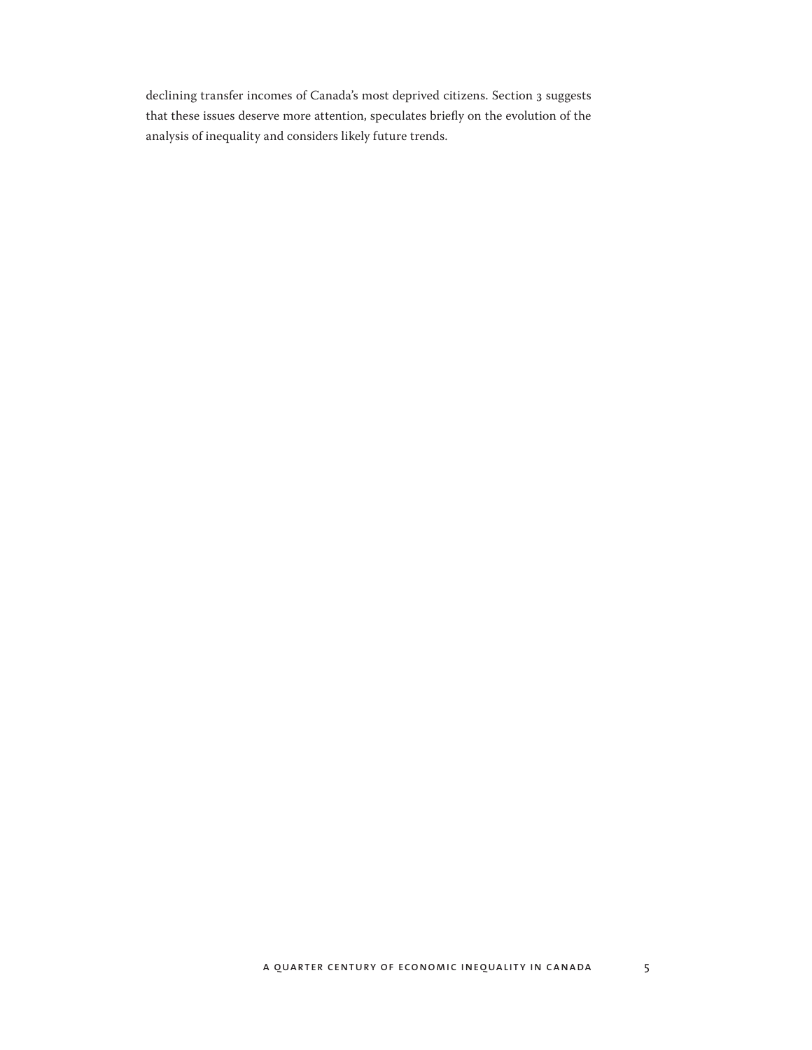declining transfer incomes of Canada's most deprived citizens. Section 3 suggests that these issues deserve more attention, speculates briefly on the evolution of the analysis of inequality and considers likely future trends.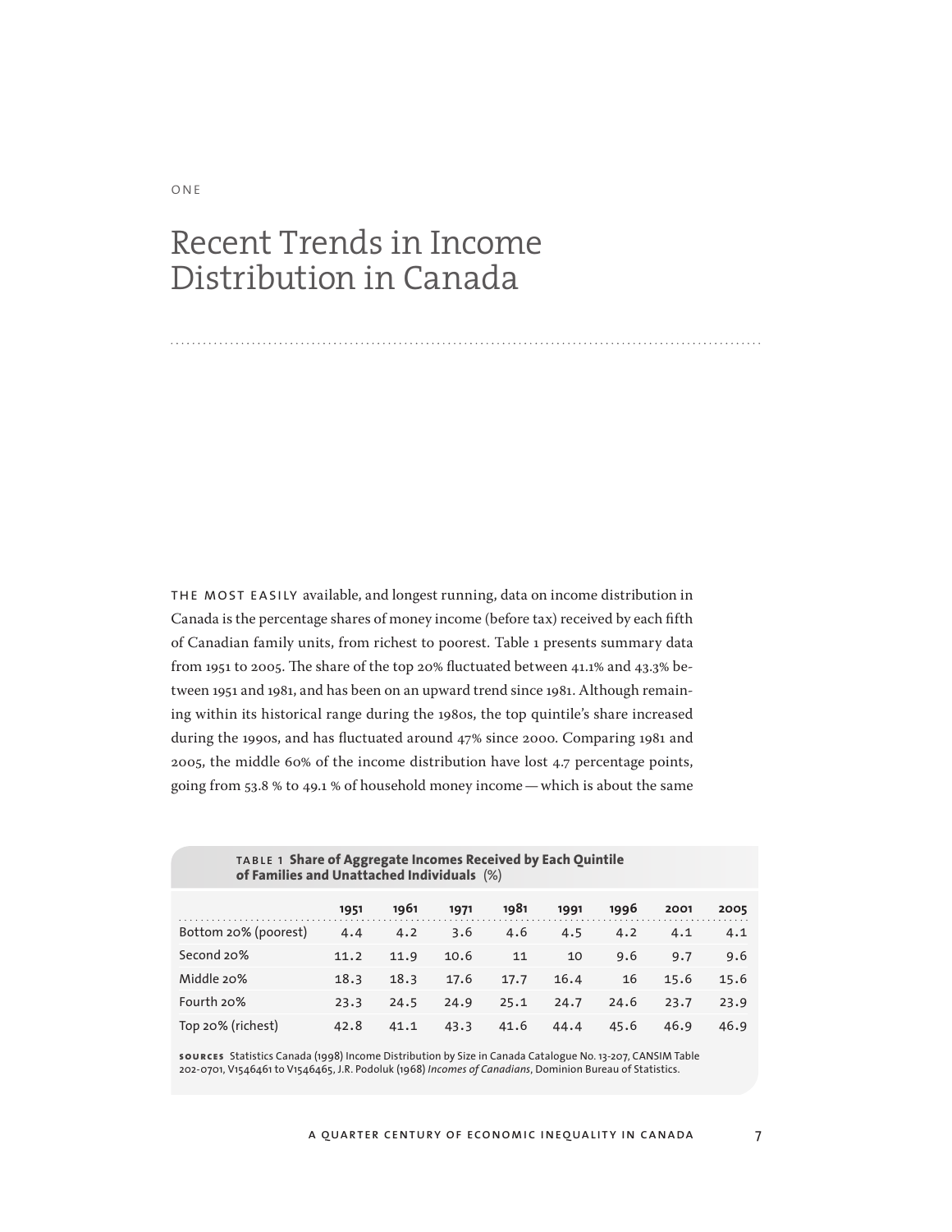ONE

# Recent Trends in Income Distribution in Canada

THE MOST EASILY available, and longest running, data on income distribution in Canada is the percentage shares of money income (before tax) received by each fifth of Canadian family units, from richest to poorest. Table 1 presents summary data from 1951 to 2005. The share of the top 20% fluctuated between 41.1% and 43.3% between 1951 and 1981, and has been on an upward trend since 1981. Although remaining within its historical range during the 1980s, the top quintile's share increased during the 1990s, and has fluctuated around 47% since 2000. Comparing 1981 and 2005, the middle 60% of the income distribution have lost 4.7 percentage points, going from 53.8 % to 49.1 % of household money income — which is about the same

**TABLE 1 Share of Aggregate Incomes Received by Each Quintile of Families and Unattached Individuals** (%)

| | 1951 | 1961 | 1971 | 1981 | 1991 | 1996 | 2001 | 2005 |
|---|---|---|---|---|---|---|---|---|
| Bottom 20% (poorest) | 4.4 | 4.2 | 3.6 | 4.6 | 4.5 | 4.2 | 4.1 | 4.1 |
| Second 20% | 11.2 | 11.9 | 10.6 | 11 | 10 | 9.6 | 9.7 | 9.6 |
| Middle 20% | 18.3 | 18.3 | 17.6 | 17.7 | 16.4 | 16 | 15.6 | 15.6 |
| Fourth 20% | 23.3 | 24.5 | 24.9 | 25.1 | 24.7 | 24.6 | 23.7 | 23.9 |
| Top 20% (richest) | 42.8 | 41.1 | 43.3 | 41.6 | 44.4 | 45.6 | 46.9 | 46.9 |

SOURCES Statistics Canada (1998) Income Distribution by Size in Canada Catalogue No. 13-207, CANSIM Table 202-0701, V1546461 to V1546465, J.R. Podoluk (1968) *Incomes of Canadians*, Dominion Bureau of Statistics.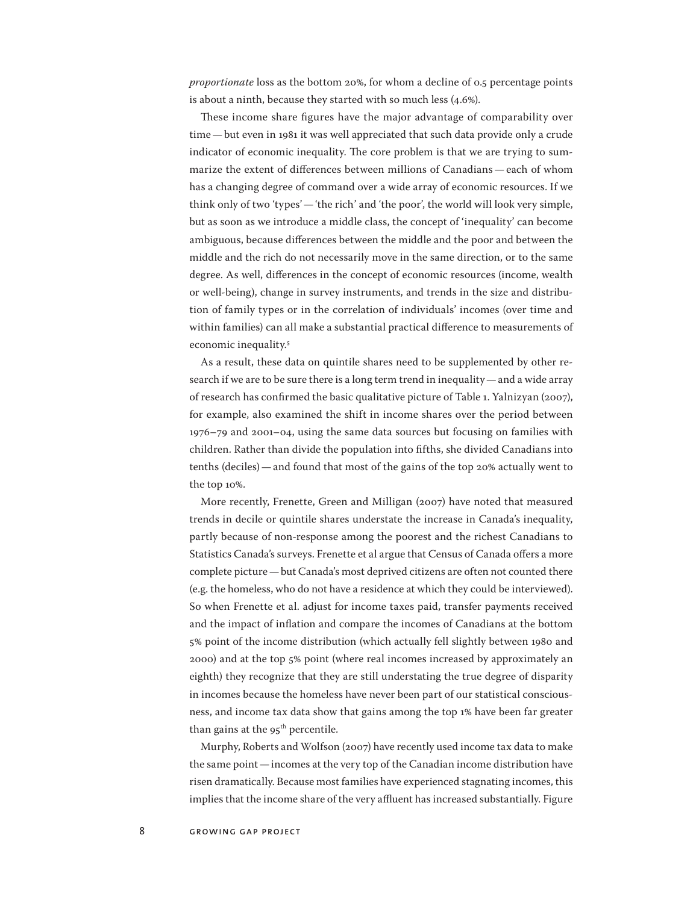*proportionate* loss as the bottom 20%, for whom a decline of 0.5 percentage points is about a ninth, because they started with so much less (4.6%).

These income share figures have the major advantage of comparability over time — but even in 1981 it was well appreciated that such data provide only a crude indicator of economic inequality. The core problem is that we are trying to summarize the extent of differences between millions of Canadians — each of whom has a changing degree of command over a wide array of economic resources. If we think only of two 'types' — 'the rich' and 'the poor', the world will look very simple, but as soon as we introduce a middle class, the concept of 'inequality' can become ambiguous, because differences between the middle and the poor and between the middle and the rich do not necessarily move in the same direction, or to the same degree. As well, differences in the concept of economic resources (income, wealth or well-being), change in survey instruments, and trends in the size and distribution of family types or in the correlation of individuals' incomes (over time and within families) can all make a substantial practical difference to measurements of economic inequality.[5]

As a result, these data on quintile shares need to be supplemented by other research if we are to be sure there is a long term trend in inequality — and a wide array of research has confirmed the basic qualitative picture of Table 1. Yalnizyan (2007), for example, also examined the shift in income shares over the period between 1976–79 and 2001–04, using the same data sources but focusing on families with children. Rather than divide the population into fifths, she divided Canadians into tenths (deciles) — and found that most of the gains of the top 20% actually went to the top 10%.

More recently, Frenette, Green and Milligan (2007) have noted that measured trends in decile or quintile shares understate the increase in Canada's inequality, partly because of non-response among the poorest and the richest Canadians to Statistics Canada's surveys. Frenette et al argue that Census of Canada offers a more complete picture — but Canada's most deprived citizens are often not counted there (e.g. the homeless, who do not have a residence at which they could be interviewed). So when Frenette et al. adjust for income taxes paid, transfer payments received and the impact of inflation and compare the incomes of Canadians at the bottom 5% point of the income distribution (which actually fell slightly between 1980 and 2000) and at the top 5% point (where real incomes increased by approximately an eighth) they recognize that they are still understating the true degree of disparity in incomes because the homeless have never been part of our statistical consciousness, and income tax data show that gains among the top 1% have been far greater than gains at the 95$^{th}$ percentile.

Murphy, Roberts and Wolfson (2007) have recently used income tax data to make the same point — incomes at the very top of the Canadian income distribution have risen dramatically. Because most families have experienced stagnating incomes, this implies that the income share of the very affluent has increased substantially. Figure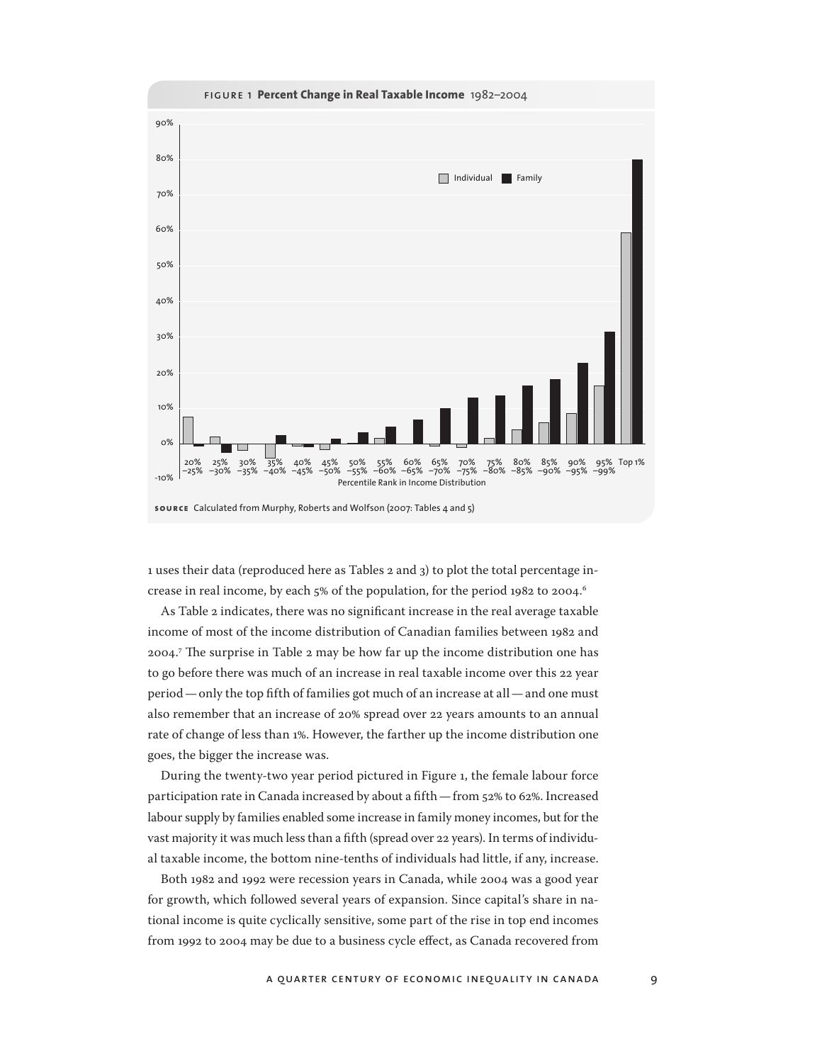**FIGURE 1 Percent Change in Real Taxable Income** 1982–2004

**SOURCE** Calculated from Murphy, Roberts and Wolfson (2007: Tables 4 and 5)

1 uses their data (reproduced here as Tables 2 and 3) to plot the total percentage increase in real income, by each 5% of the population, for the period 1982 to 2004.[6]

As Table 2 indicates, there was no significant increase in the real average taxable income of most of the income distribution of Canadian families between 1982 and 2004.[7] The surprise in Table 2 may be how far up the income distribution one has to go before there was much of an increase in real taxable income over this 22 year period — only the top fifth of families got much of an increase at all — and one must also remember that an increase of 20% spread over 22 years amounts to an annual rate of change of less than 1%. However, the farther up the income distribution one goes, the bigger the increase was.

During the twenty-two year period pictured in Figure 1, the female labour force participation rate in Canada increased by about a fifth — from 52% to 62%. Increased labour supply by families enabled some increase in family money incomes, but for the vast majority it was much less than a fifth (spread over 22 years). In terms of individual taxable income, the bottom nine-tenths of individuals had little, if any, increase.

Both 1982 and 1992 were recession years in Canada, while 2004 was a good year for growth, which followed several years of expansion. Since capital's share in national income is quite cyclically sensitive, some part of the rise in top end incomes from 1992 to 2004 may be due to a business cycle effect, as Canada recovered from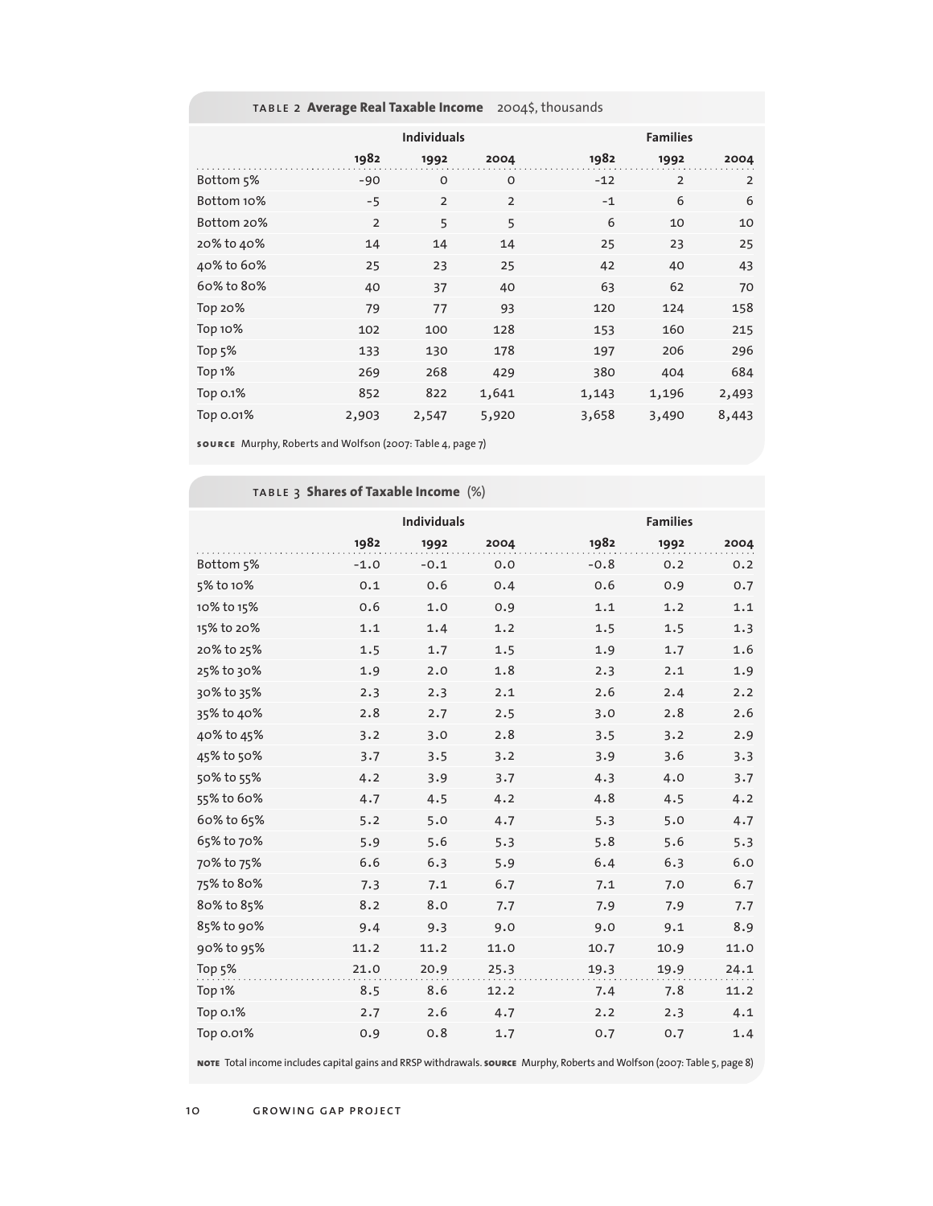**TABLE 2 Average Real Taxable Income** 2004$, thousands

| | Individuals | | | Families | | |
|---|---|---|---|---|---|---|
| | 1982 | 1992 | 2004 | 1982 | 1992 | 2004 |
| Bottom 5% | -90 | 0 | 0 | -12 | 2 | 2 |
| Bottom 10% | -5 | 2 | 2 | -1 | 6 | 6 |
| Bottom 20% | 2 | 5 | 5 | 6 | 10 | 10 |
| 20% to 40% | 14 | 14 | 14 | 25 | 23 | 25 |
| 40% to 60% | 25 | 23 | 25 | 42 | 40 | 43 |
| 60% to 80% | 40 | 37 | 40 | 63 | 62 | 70 |
| Top 20% | 79 | 77 | 93 | 120 | 124 | 158 |
| Top 10% | 102 | 100 | 128 | 153 | 160 | 215 |
| Top 5% | 133 | 130 | 178 | 197 | 206 | 296 |
| Top 1% | 269 | 268 | 429 | 380 | 404 | 684 |
| Top 0.1% | 852 | 822 | 1,641 | 1,143 | 1,196 | 2,493 |
| Top 0.01% | 2,903 | 2,547 | 5,920 | 3,658 | 3,490 | 8,443 |

**SOURCE** Murphy, Roberts and Wolfson (2007: Table 4, page 7)

**TABLE 3 Shares of Taxable Income** (%)

| | Individuals | | | Families | | |
|---|---|---|---|---|---|---|
| | 1982 | 1992 | 2004 | 1982 | 1992 | 2004 |
| Bottom 5% | -1.0 | -0.1 | 0.0 | -0.8 | 0.2 | 0.2 |
| 5% to 10% | 0.1 | 0.6 | 0.4 | 0.6 | 0.9 | 0.7 |
| 10% to 15% | 0.6 | 1.0 | 0.9 | 1.1 | 1.2 | 1.1 |
| 15% to 20% | 1.1 | 1.4 | 1.2 | 1.5 | 1.5 | 1.3 |
| 20% to 25% | 1.5 | 1.7 | 1.5 | 1.9 | 1.7 | 1.6 |
| 25% to 30% | 1.9 | 2.0 | 1.8 | 2.3 | 2.1 | 1.9 |
| 30% to 35% | 2.3 | 2.3 | 2.1 | 2.6 | 2.4 | 2.2 |
| 35% to 40% | 2.8 | 2.7 | 2.5 | 3.0 | 2.8 | 2.6 |
| 40% to 45% | 3.2 | 3.0 | 2.8 | 3.5 | 3.2 | 2.9 |
| 45% to 50% | 3.7 | 3.5 | 3.2 | 3.9 | 3.6 | 3.3 |
| 50% to 55% | 4.2 | 3.9 | 3.7 | 4.3 | 4.0 | 3.7 |
| 55% to 60% | 4.7 | 4.5 | 4.2 | 4.8 | 4.5 | 4.2 |
| 60% to 65% | 5.2 | 5.0 | 4.7 | 5.3 | 5.0 | 4.7 |
| 65% to 70% | 5.9 | 5.6 | 5.3 | 5.8 | 5.6 | 5.3 |
| 70% to 75% | 6.6 | 6.3 | 5.9 | 6.4 | 6.3 | 6.0 |
| 75% to 80% | 7.3 | 7.1 | 6.7 | 7.1 | 7.0 | 6.7 |
| 80% to 85% | 8.2 | 8.0 | 7.7 | 7.9 | 7.9 | 7.7 |
| 85% to 90% | 9.4 | 9.3 | 9.0 | 9.0 | 9.1 | 8.9 |
| 90% to 95% | 11.2 | 11.2 | 11.0 | 10.7 | 10.9 | 11.0 |
| Top 5% | 21.0 | 20.9 | 25.3 | 19.3 | 19.9 | 24.1 |
| Top 1% | 8.5 | 8.6 | 12.2 | 7.4 | 7.8 | 11.2 |
| Top 0.1% | 2.7 | 2.6 | 4.7 | 2.2 | 2.3 | 4.1 |
| Top 0.01% | 0.9 | 0.8 | 1.7 | 0.7 | 0.7 | 1.4 |

**NOTE** Total income includes capital gains and RRSP withdrawals. **SOURCE** Murphy, Roberts and Wolfson (2007: Table 5, page 8)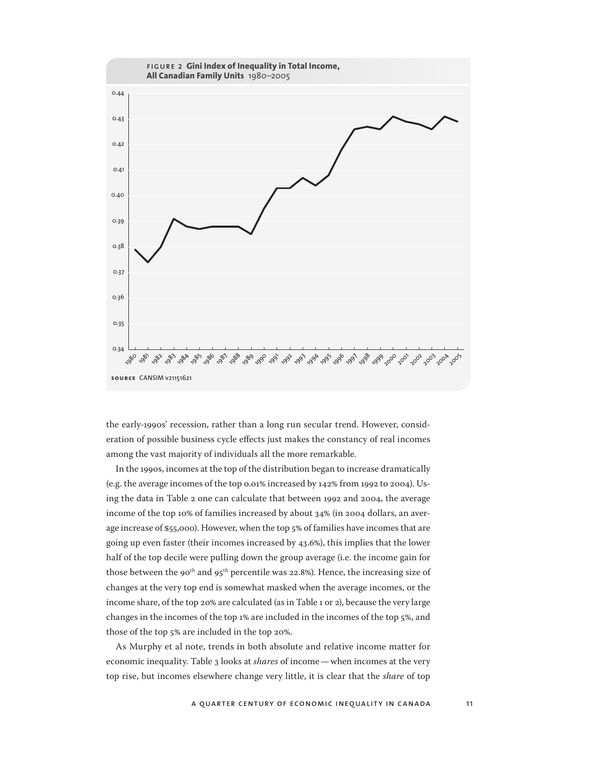FIGURE 2 **Gini Index of Inequality in Total Income, All Canadian Family Units** 1980–2005

SOURCE CANSIM v21151621

the early-1990s' recession, rather than a long run secular trend. However, consideration of possible business cycle effects just makes the constancy of real incomes among the vast majority of individuals all the more remarkable.

In the 1990s, incomes at the top of the distribution began to increase dramatically (e.g. the average incomes of the top 0.01% increased by 142% from 1992 to 2004). Using the data in Table 2 one can calculate that between 1992 and 2004, the average income of the top 10% of families increased by about 34% (in 2004 dollars, an average increase of $55,000). However, when the top 5% of families have incomes that are going up even faster (their incomes increased by 43.6%), this implies that the lower half of the top decile were pulling down the group average (i.e. the income gain for those between the 90th and 95th percentile was 22.8%). Hence, the increasing size of changes at the very top end is somewhat masked when the average incomes, or the income share, of the top 20% are calculated (as in Table 1 or 2), because the very large changes in the incomes of the top 1% are included in the incomes of the top 5%, and those of the top 5% are included in the top 20%.

As Murphy et al note, trends in both absolute and relative income matter for economic inequality. Table 3 looks at *shares* of income — when incomes at the very top rise, but incomes elsewhere change very little, it is clear that the *share* of top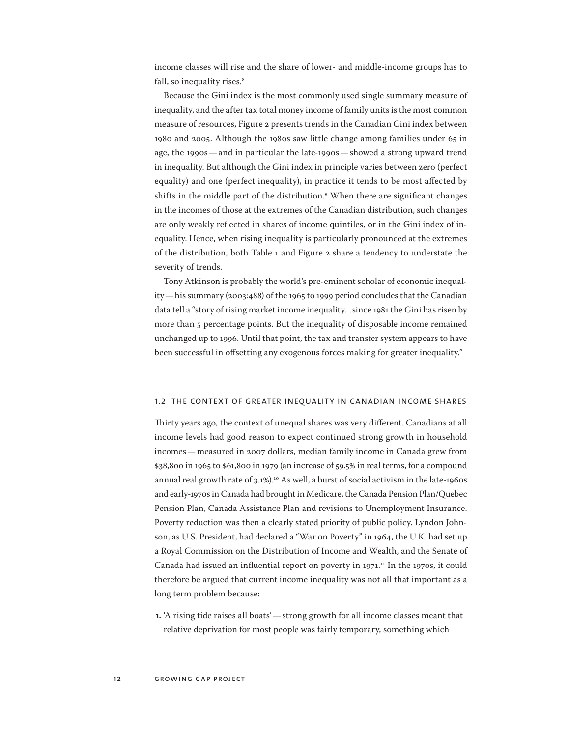income classes will rise and the share of lower- and middle-income groups has to fall, so inequality rises.[8]

Because the Gini index is the most commonly used single summary measure of inequality, and the after tax total money income of family units is the most common measure of resources, Figure 2 presents trends in the Canadian Gini index between 1980 and 2005. Although the 1980s saw little change among families under 65 in age, the 1990s — and in particular the late-1990s — showed a strong upward trend in inequality. But although the Gini index in principle varies between zero (perfect equality) and one (perfect inequality), in practice it tends to be most affected by shifts in the middle part of the distribution.[9] When there are significant changes in the incomes of those at the extremes of the Canadian distribution, such changes are only weakly reflected in shares of income quintiles, or in the Gini index of inequality. Hence, when rising inequality is particularly pronounced at the extremes of the distribution, both Table 1 and Figure 2 share a tendency to understate the severity of trends.

Tony Atkinson is probably the world's pre-eminent scholar of economic inequality — his summary (2003:488) of the 1965 to 1999 period concludes that the Canadian data tell a "story of rising market income inequality…since 1981 the Gini has risen by more than 5 percentage points. But the inequality of disposable income remained unchanged up to 1996. Until that point, the tax and transfer system appears to have been successful in offsetting any exogenous forces making for greater inequality."

## 1.2 The Context of Greater Inequality in Canadian Income Shares

Thirty years ago, the context of unequal shares was very different. Canadians at all income levels had good reason to expect continued strong growth in household incomes — measured in 2007 dollars, median family income in Canada grew from $38,800 in 1965 to $61,800 in 1979 (an increase of 59.5% in real terms, for a compound annual real growth rate of 3.1%).[10] As well, a burst of social activism in the late-1960s and early-1970s in Canada had brought in Medicare, the Canada Pension Plan/Quebec Pension Plan, Canada Assistance Plan and revisions to Unemployment Insurance. Poverty reduction was then a clearly stated priority of public policy. Lyndon Johnson, as U.S. President, had declared a "War on Poverty" in 1964, the U.K. had set up a Royal Commission on the Distribution of Income and Wealth, and the Senate of Canada had issued an influential report on poverty in 1971.[11] In the 1970s, it could therefore be argued that current income inequality was not all that important as a long term problem because:

1. 'A rising tide raises all boats' — strong growth for all income classes meant that relative deprivation for most people was fairly temporary, something which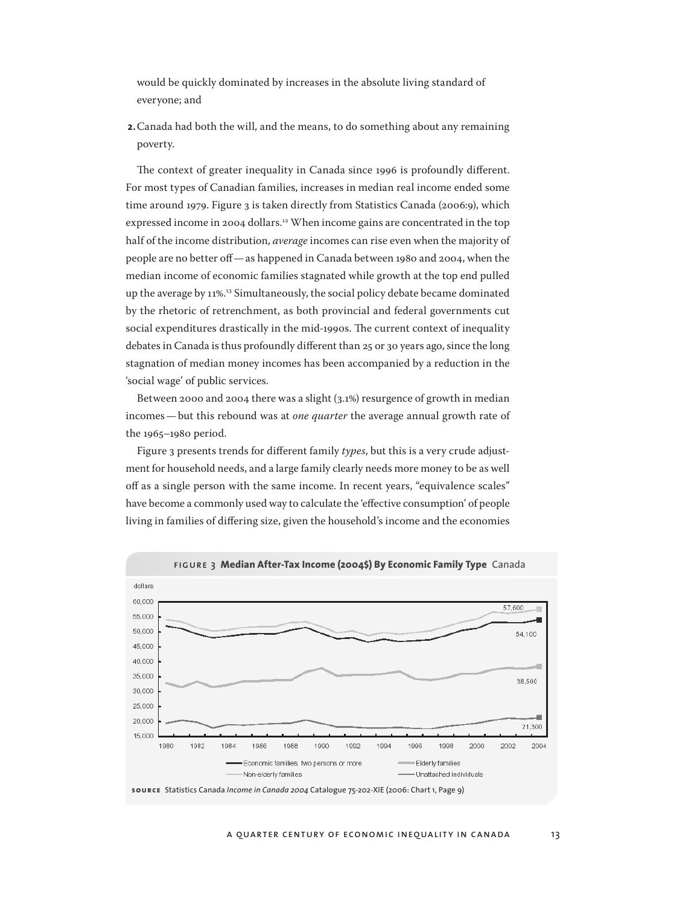would be quickly dominated by increases in the absolute living standard of everyone; and

**2.** Canada had both the will, and the means, to do something about any remaining poverty.

The context of greater inequality in Canada since 1996 is profoundly different. For most types of Canadian families, increases in median real income ended some time around 1979. Figure 3 is taken directly from Statistics Canada (2006:9), which expressed income in 2004 dollars.[12] When income gains are concentrated in the top half of the income distribution, *average* incomes can rise even when the majority of people are no better off—as happened in Canada between 1980 and 2004, when the median income of economic families stagnated while growth at the top end pulled up the average by 11%.[13] Simultaneously, the social policy debate became dominated by the rhetoric of retrenchment, as both provincial and federal governments cut social expenditures drastically in the mid-1990s. The current context of inequality debates in Canada is thus profoundly different than 25 or 30 years ago, since the long stagnation of median money incomes has been accompanied by a reduction in the 'social wage' of public services.

Between 2000 and 2004 there was a slight (3.1%) resurgence of growth in median incomes—but this rebound was at *one quarter* the average annual growth rate of the 1965–1980 period.

Figure 3 presents trends for different family *types*, but this is a very crude adjustment for household needs, and a large family clearly needs more money to be as well off as a single person with the same income. In recent years, "equivalence scales" have become a commonly used way to calculate the 'effective consumption' of people living in families of differing size, given the household's income and the economies

**FIGURE 3 Median After-Tax Income (2004$) By Economic Family Type** Canada

**SOURCE** Statistics Canada *Income in Canada 2004* Catalogue 75-202-XIE (2006: Chart 1, Page 9)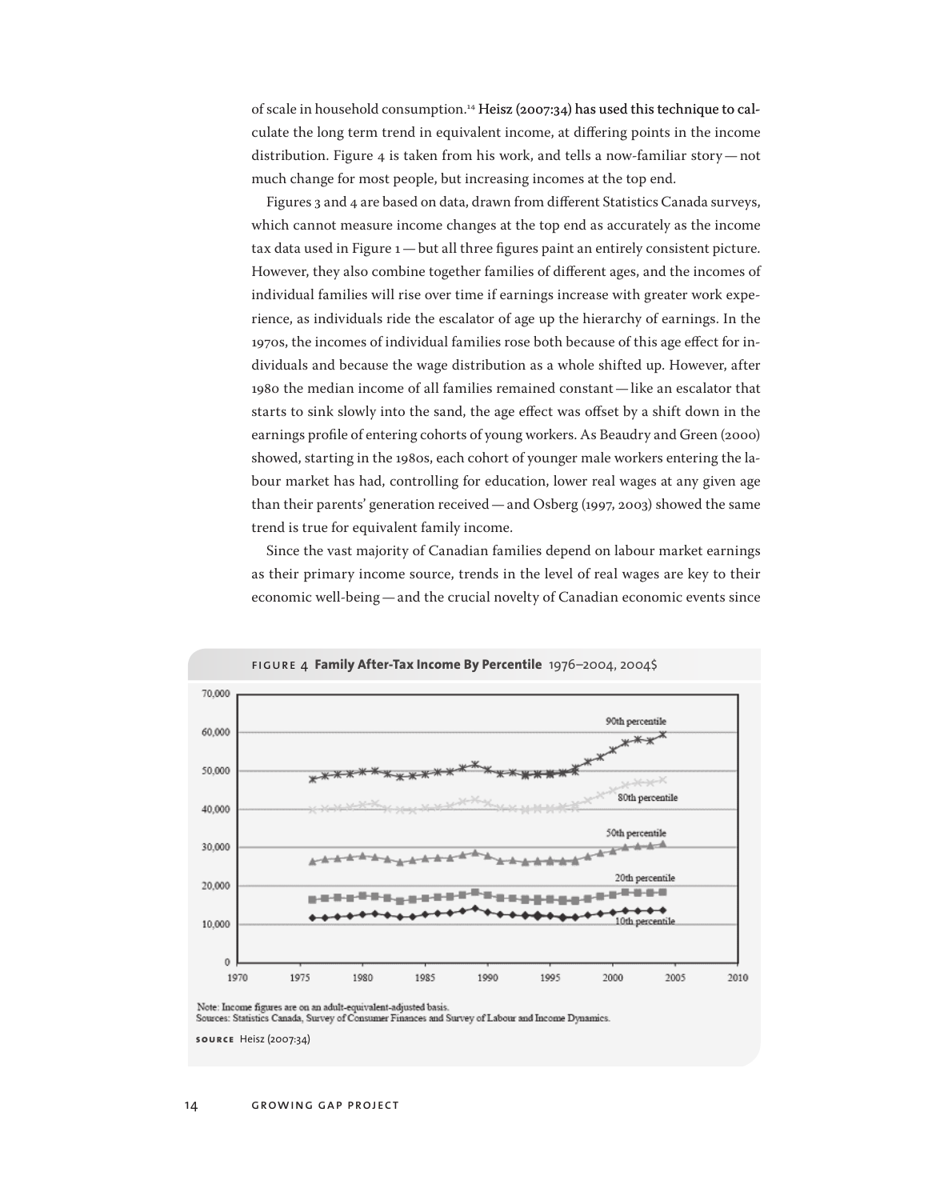of scale in household consumption.[14] Heisz (2007:34) has used this technique to calculate the long term trend in equivalent income, at differing points in the income distribution. Figure 4 is taken from his work, and tells a now-familiar story — not much change for most people, but increasing incomes at the top end.

Figures 3 and 4 are based on data, drawn from different Statistics Canada surveys, which cannot measure income changes at the top end as accurately as the income tax data used in Figure 1 — but all three figures paint an entirely consistent picture. However, they also combine together families of different ages, and the incomes of individual families will rise over time if earnings increase with greater work experience, as individuals ride the escalator of age up the hierarchy of earnings. In the 1970s, the incomes of individual families rose both because of this age effect for individuals and because the wage distribution as a whole shifted up. However, after 1980 the median income of all families remained constant — like an escalator that starts to sink slowly into the sand, the age effect was offset by a shift down in the earnings profile of entering cohorts of young workers. As Beaudry and Green (2000) showed, starting in the 1980s, each cohort of younger male workers entering the labour market has had, controlling for education, lower real wages at any given age than their parents' generation received — and Osberg (1997, 2003) showed the same trend is true for equivalent family income.

Since the vast majority of Canadian families depend on labour market earnings as their primary income source, trends in the level of real wages are key to their economic well-being — and the crucial novelty of Canadian economic events since

**FIGURE 4 Family After-Tax Income By Percentile** 1976–2004, 2004$

Note: Income figures are on an adult-equivalent-adjusted basis.
Sources: Statistics Canada, Survey of Consumer Finances and Survey of Labour and Income Dynamics.

**SOURCE** Heisz (2007:34)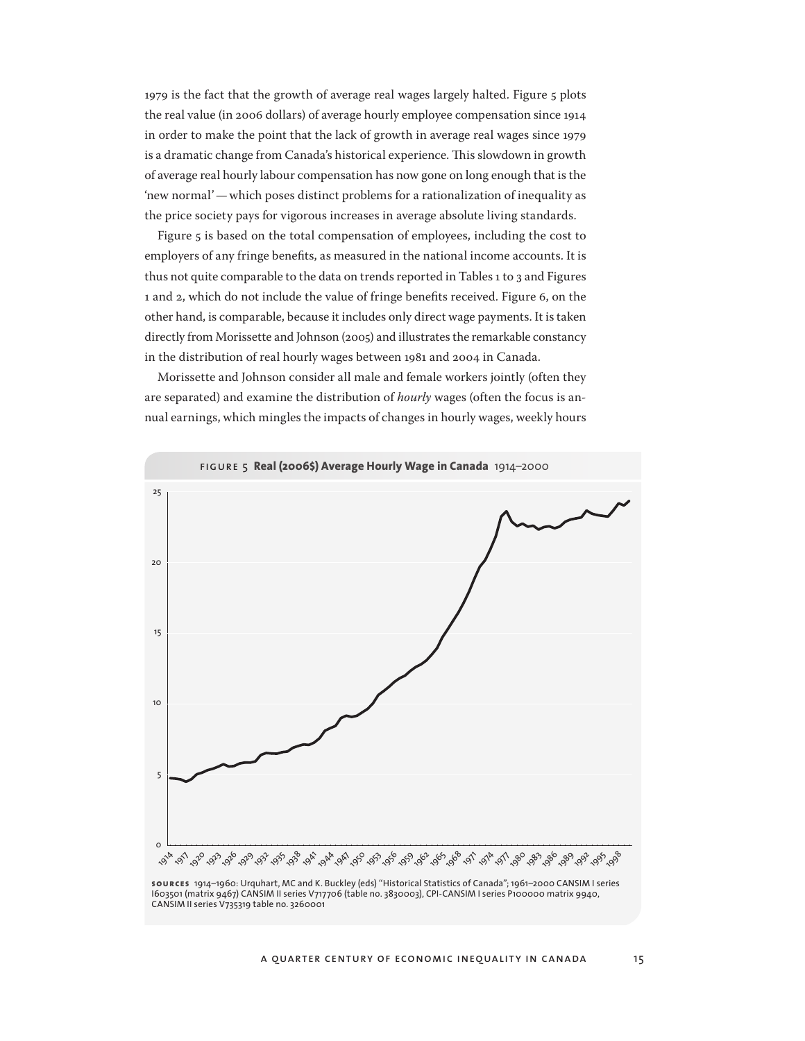1979 is the fact that the growth of average real wages largely halted. Figure 5 plots the real value (in 2006 dollars) of average hourly employee compensation since 1914 in order to make the point that the lack of growth in average real wages since 1979 is a dramatic change from Canada's historical experience. This slowdown in growth of average real hourly labour compensation has now gone on long enough that is the 'new normal' — which poses distinct problems for a rationalization of inequality as the price society pays for vigorous increases in average absolute living standards.

Figure 5 is based on the total compensation of employees, including the cost to employers of any fringe benefits, as measured in the national income accounts. It is thus not quite comparable to the data on trends reported in Tables 1 to 3 and Figures 1 and 2, which do not include the value of fringe benefits received. Figure 6, on the other hand, is comparable, because it includes only direct wage payments. It is taken directly from Morissette and Johnson (2005) and illustrates the remarkable constancy in the distribution of real hourly wages between 1981 and 2004 in Canada.

Morissette and Johnson consider all male and female workers jointly (often they are separated) and examine the distribution of *hourly* wages (often the focus is annual earnings, which mingles the impacts of changes in hourly wages, weekly hours

FIGURE 5 **Real (2006$) Average Hourly Wage in Canada** 1914–2000

**SOURCES** 1914–1960: Urquhart, MC and K. Buckley (eds) "Historical Statistics of Canada"; 1961–2000 CANSIM I series I603501 (matrix 9467) CANSIM II series V717706 (table no. 3830003), CPI-CANSIM I series P100000 matrix 9940, CANSIM II series V735319 table no. 3260001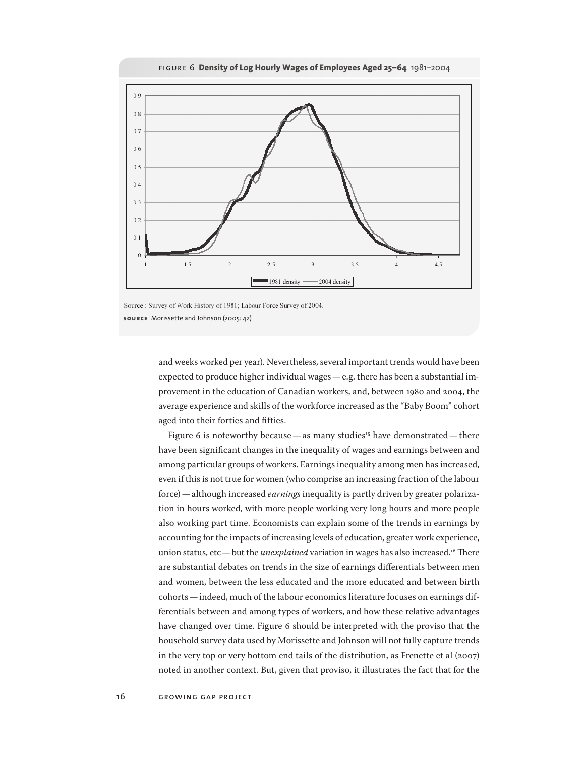FIGURE 6 **Density of Log Hourly Wages of Employees Aged 25–64** 1981–2004

Source : Survey of Work History of 1981; Labour Force Survey of 2004.

SOURCE Morissette and Johnson (2005: 42)

and weeks worked per year). Nevertheless, several important trends would have been expected to produce higher individual wages — e.g. there has been a substantial improvement in the education of Canadian workers, and, between 1980 and 2004, the average experience and skills of the workforce increased as the "Baby Boom" cohort aged into their forties and fifties.

Figure 6 is noteworthy because — as many studies[15] have demonstrated — there have been significant changes in the inequality of wages and earnings between and among particular groups of workers. Earnings inequality among men has increased, even if this is not true for women (who comprise an increasing fraction of the labour force) — although increased *earnings* inequality is partly driven by greater polarization in hours worked, with more people working very long hours and more people also working part time. Economists can explain some of the trends in earnings by accounting for the impacts of increasing levels of education, greater work experience, union status, etc — but the *unexplained* variation in wages has also increased.[16] There are substantial debates on trends in the size of earnings differentials between men and women, between the less educated and the more educated and between birth cohorts — indeed, much of the labour economics literature focuses on earnings differentials between and among types of workers, and how these relative advantages have changed over time. Figure 6 should be interpreted with the proviso that the household survey data used by Morissette and Johnson will not fully capture trends in the very top or very bottom end tails of the distribution, as Frenette et al (2007) noted in another context. But, given that proviso, it illustrates the fact that for the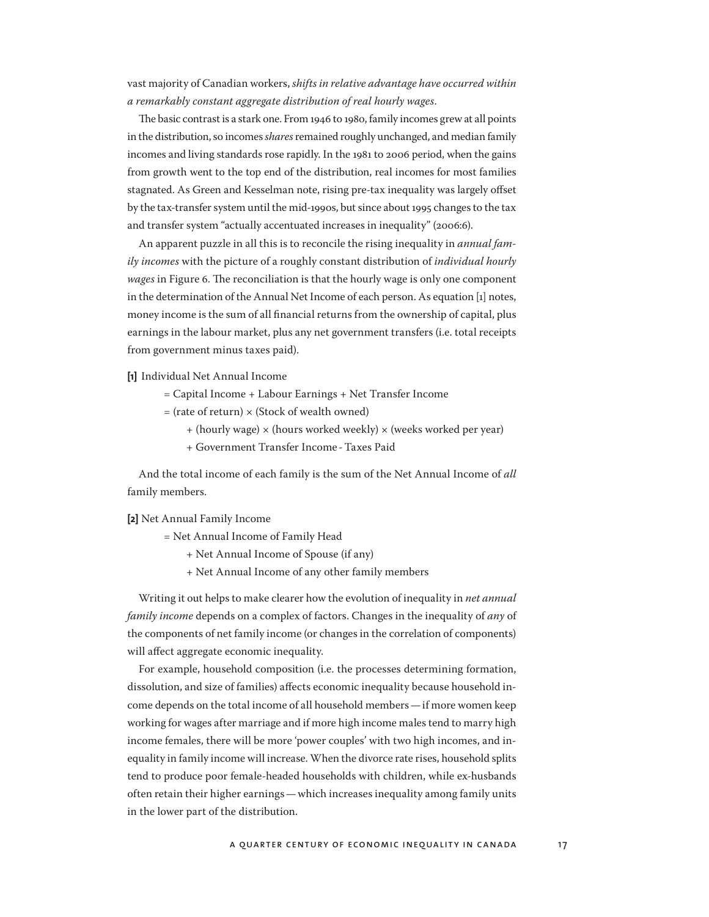vast majority of Canadian workers, *shifts in relative advantage have occurred within a remarkably constant aggregate distribution of real hourly wages*.

The basic contrast is a stark one. From 1946 to 1980, family incomes grew at all points in the distribution, so incomes *shares* remained roughly unchanged, and median family incomes and living standards rose rapidly. In the 1981 to 2006 period, when the gains from growth went to the top end of the distribution, real incomes for most families stagnated. As Green and Kesselman note, rising pre-tax inequality was largely offset by the tax-transfer system until the mid-1990s, but since about 1995 changes to the tax and transfer system "actually accentuated increases in inequality" (2006:6).

An apparent puzzle in all this is to reconcile the rising inequality in *annual family incomes* with the picture of a roughly constant distribution of *individual hourly wages* in Figure 6. The reconciliation is that the hourly wage is only one component in the determination of the Annual Net Income of each person. As equation [1] notes, money income is the sum of all financial returns from the ownership of capital, plus earnings in the labour market, plus any net government transfers (i.e. total receipts from government minus taxes paid).

**[1]** Individual Net Annual Income

= Capital Income + Labour Earnings + Net Transfer Income

= (rate of return) × (Stock of wealth owned)

+ (hourly wage) × (hours worked weekly) × (weeks worked per year)

+ Government Transfer Income - Taxes Paid

And the total income of each family is the sum of the Net Annual Income of *all* family members.

**[2]** Net Annual Family Income

= Net Annual Income of Family Head

+ Net Annual Income of Spouse (if any)

+ Net Annual Income of any other family members

Writing it out helps to make clearer how the evolution of inequality in *net annual family income* depends on a complex of factors. Changes in the inequality of *any* of the components of net family income (or changes in the correlation of components) will affect aggregate economic inequality.

For example, household composition (i.e. the processes determining formation, dissolution, and size of families) affects economic inequality because household income depends on the total income of all household members — if more women keep working for wages after marriage and if more high income males tend to marry high income females, there will be more 'power couples' with two high incomes, and inequality in family income will increase. When the divorce rate rises, household splits tend to produce poor female-headed households with children, while ex-husbands often retain their higher earnings — which increases inequality among family units in the lower part of the distribution.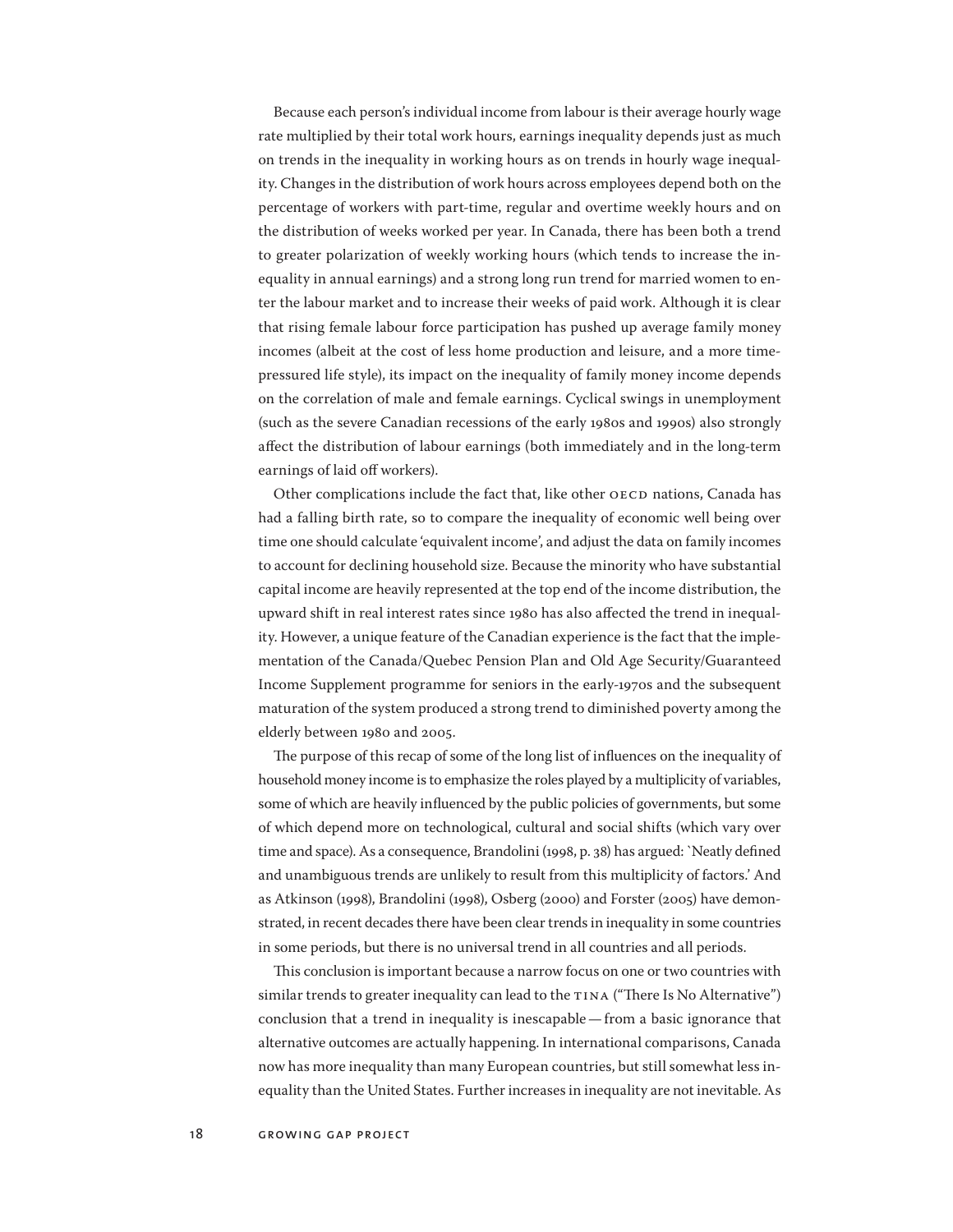Because each person's individual income from labour is their average hourly wage rate multiplied by their total work hours, earnings inequality depends just as much on trends in the inequality in working hours as on trends in hourly wage inequality. Changes in the distribution of work hours across employees depend both on the percentage of workers with part-time, regular and overtime weekly hours and on the distribution of weeks worked per year. In Canada, there has been both a trend to greater polarization of weekly working hours (which tends to increase the inequality in annual earnings) and a strong long run trend for married women to enter the labour market and to increase their weeks of paid work. Although it is clear that rising female labour force participation has pushed up average family money incomes (albeit at the cost of less home production and leisure, and a more time-pressured life style), its impact on the inequality of family money income depends on the correlation of male and female earnings. Cyclical swings in unemployment (such as the severe Canadian recessions of the early 1980s and 1990s) also strongly affect the distribution of labour earnings (both immediately and in the long-term earnings of laid off workers).

Other complications include the fact that, like other OECD nations, Canada has had a falling birth rate, so to compare the inequality of economic well being over time one should calculate 'equivalent income', and adjust the data on family incomes to account for declining household size. Because the minority who have substantial capital income are heavily represented at the top end of the income distribution, the upward shift in real interest rates since 1980 has also affected the trend in inequality. However, a unique feature of the Canadian experience is the fact that the implementation of the Canada/Quebec Pension Plan and Old Age Security/Guaranteed Income Supplement programme for seniors in the early-1970s and the subsequent maturation of the system produced a strong trend to diminished poverty among the elderly between 1980 and 2005.

The purpose of this recap of some of the long list of influences on the inequality of household money income is to emphasize the roles played by a multiplicity of variables, some of which are heavily influenced by the public policies of governments, but some of which depend more on technological, cultural and social shifts (which vary over time and space). As a consequence, Brandolini (1998, p. 38) has argued: `Neatly defined and unambiguous trends are unlikely to result from this multiplicity of factors.' And as Atkinson (1998), Brandolini (1998), Osberg (2000) and Forster (2005) have demonstrated, in recent decades there have been clear trends in inequality in some countries in some periods, but there is no universal trend in all countries and all periods.

This conclusion is important because a narrow focus on one or two countries with similar trends to greater inequality can lead to the TINA ("There Is No Alternative") conclusion that a trend in inequality is inescapable — from a basic ignorance that alternative outcomes are actually happening. In international comparisons, Canada now has more inequality than many European countries, but still somewhat less inequality than the United States. Further increases in inequality are not inevitable. As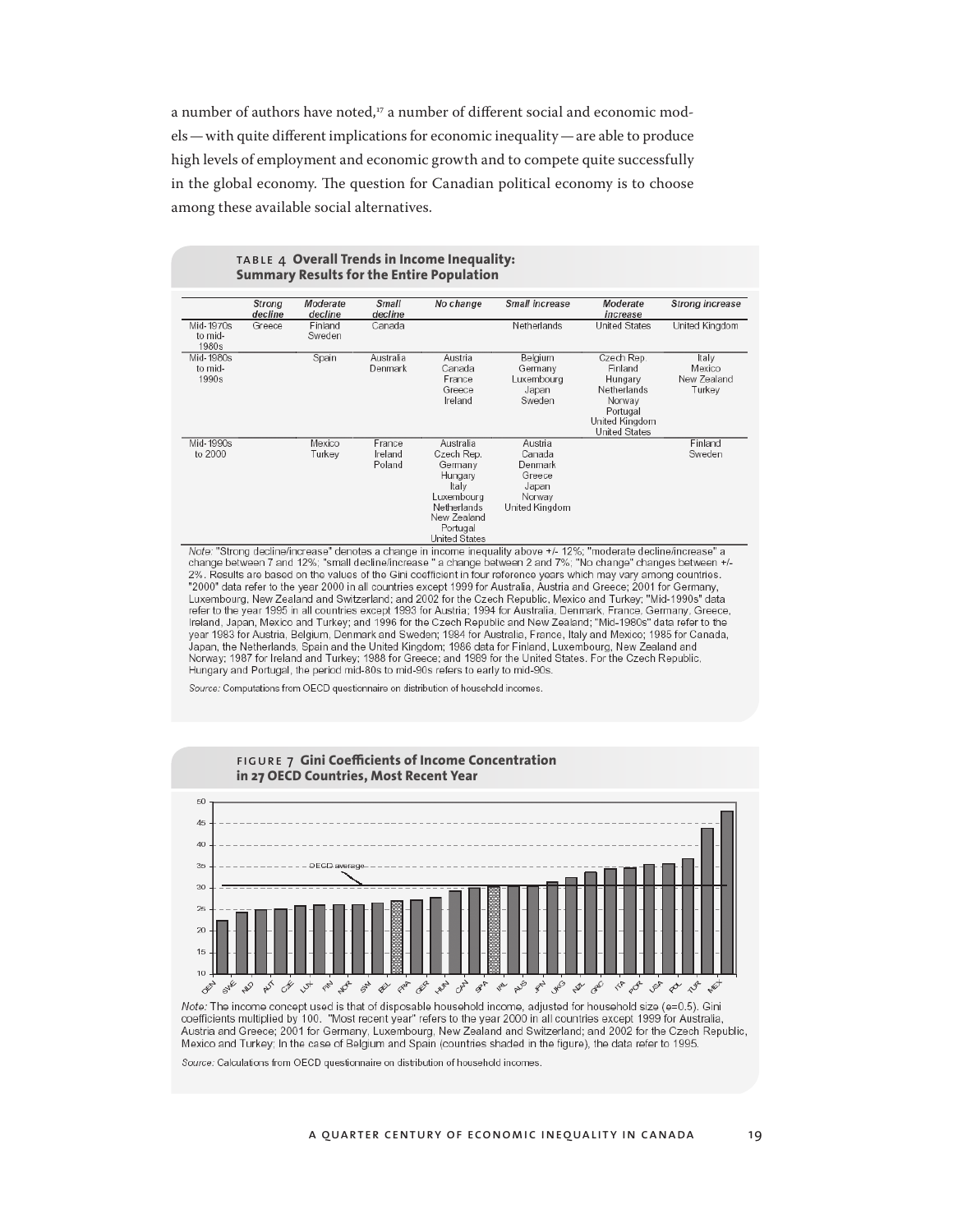a number of authors have noted,[17] a number of different social and economic models — with quite different implications for economic inequality — are able to produce high levels of employment and economic growth and to compete quite successfully in the global economy. The question for Canadian political economy is to choose among these available social alternatives.

**TABLE 4 Overall Trends in Income Inequality: Summary Results for the Entire Population**

| | *Strong decline* | *Moderate decline* | *Small decline* | *No change* | *Small increase* | *Moderate increase* | *Strong increase* |
|---|---|---|---|---|---|---|---|
| Mid-1970s to mid-1980s | Greece | Finland Sweden | Canada | | Netherlands | United States | United Kingdom |
| Mid-1980s to mid-1990s | | Spain | Australia Denmark | Austria Canada France Greece Ireland | Belgium Germany Luxembourg Japan Sweden | Czech Rep. Finland Hungary Netherlands Norway Portugal United Kingdom United States | Italy Mexico New Zealand Turkey |
| Mid-1990s to 2000 | | Mexico Turkey | France Ireland Poland | Australia Czech Rep. Germany Hungary Italy Luxembourg Netherlands New Zealand Portugal United States | Austria Canada Denmark Greece Japan Norway United Kingdom | | Finland Sweden |

*Note:* "Strong decline/increase" denotes a change in income inequality above +/- 12%; "moderate decline/increase" a change between 7 and 12%; "small decline/increase " a change between 2 and 7%; "No change" changes between +/- 2%. Results are based on the values of the Gini coefficient in four reference years which may vary among countries. "2000" data refer to the year 2000 in all countries except 1999 for Australia, Austria and Greece; 2001 for Germany, Luxembourg, New Zealand and Switzerland; and 2002 for the Czech Republic, Mexico and Turkey; "Mid-1990s" data refer to the year 1995 in all countries except 1993 for Austria; 1994 for Australia, Denmark, France, Germany, Greece, Ireland, Japan, Mexico and Turkey; and 1996 for the Czech Republic and New Zealand; "Mid-1980s" data refer to the year 1983 for Austria, Belgium, Denmark and Sweden; 1984 for Australia, France, Italy and Mexico; 1985 for Canada, Japan, the Netherlands, Spain and the United Kingdom; 1986 data for Finland, Luxembourg, New Zealand and Norway; 1987 for Ireland and Turkey; 1988 for Greece; and 1989 for the United States. For the Czech Republic, Hungary and Portugal, the period mid-80s to mid-90s refers to early to mid-90s.

*Source:* Computations from OECD questionnaire on distribution of household incomes.

**FIGURE 7 Gini Coefficients of Income Concentration in 27 OECD Countries, Most Recent Year**

*Note:* The income concept used is that of disposable household income, adjusted for household size (e=0.5). Gini coefficients multiplied by 100. "Most recent year" refers to the year 2000 in all countries except 1999 for Australia, Austria and Greece; 2001 for Germany, Luxembourg, New Zealand and Switzerland; and 2002 for the Czech Republic, Mexico and Turkey; In the case of Belgium and Spain (countries shaded in the figure), the data refer to 1995.

*Source:* Calculations from OECD questionnaire on distribution of household incomes.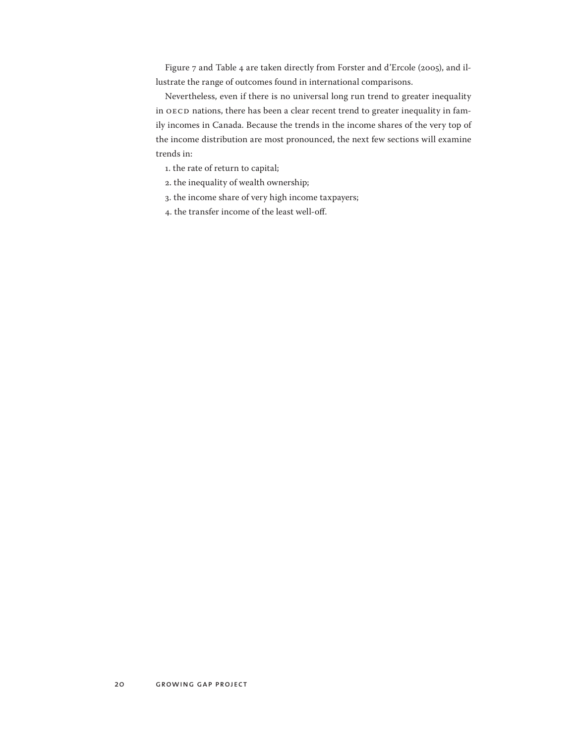Figure 7 and Table 4 are taken directly from Forster and d'Ercole (2005), and illustrate the range of outcomes found in international comparisons.

Nevertheless, even if there is no universal long run trend to greater inequality in OECD nations, there has been a clear recent trend to greater inequality in family incomes in Canada. Because the trends in the income shares of the very top of the income distribution are most pronounced, the next few sections will examine trends in:

1. the rate of return to capital;
2. the inequality of wealth ownership;
3. the income share of very high income taxpayers;
4. the transfer income of the least well-off.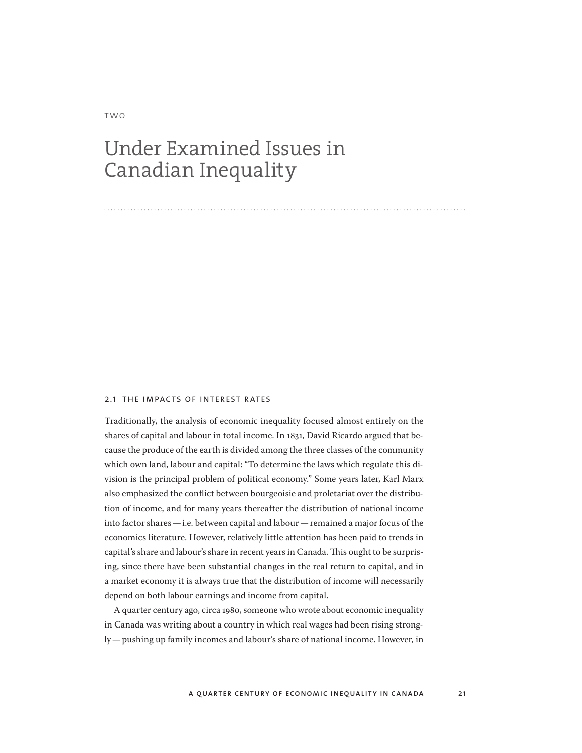TWO

# Under Examined Issues in Canadian Inequality

## 2.1 The Impacts of Interest Rates

Traditionally, the analysis of economic inequality focused almost entirely on the shares of capital and labour in total income. In 1831, David Ricardo argued that because the produce of the earth is divided among the three classes of the community which own land, labour and capital: "To determine the laws which regulate this division is the principal problem of political economy." Some years later, Karl Marx also emphasized the conflict between bourgeoisie and proletariat over the distribution of income, and for many years thereafter the distribution of national income into factor shares — i.e. between capital and labour — remained a major focus of the economics literature. However, relatively little attention has been paid to trends in capital's share and labour's share in recent years in Canada. This ought to be surprising, since there have been substantial changes in the real return to capital, and in a market economy it is always true that the distribution of income will necessarily depend on both labour earnings and income from capital.

A quarter century ago, circa 1980, someone who wrote about economic inequality in Canada was writing about a country in which real wages had been rising strongly — pushing up family incomes and labour's share of national income. However, in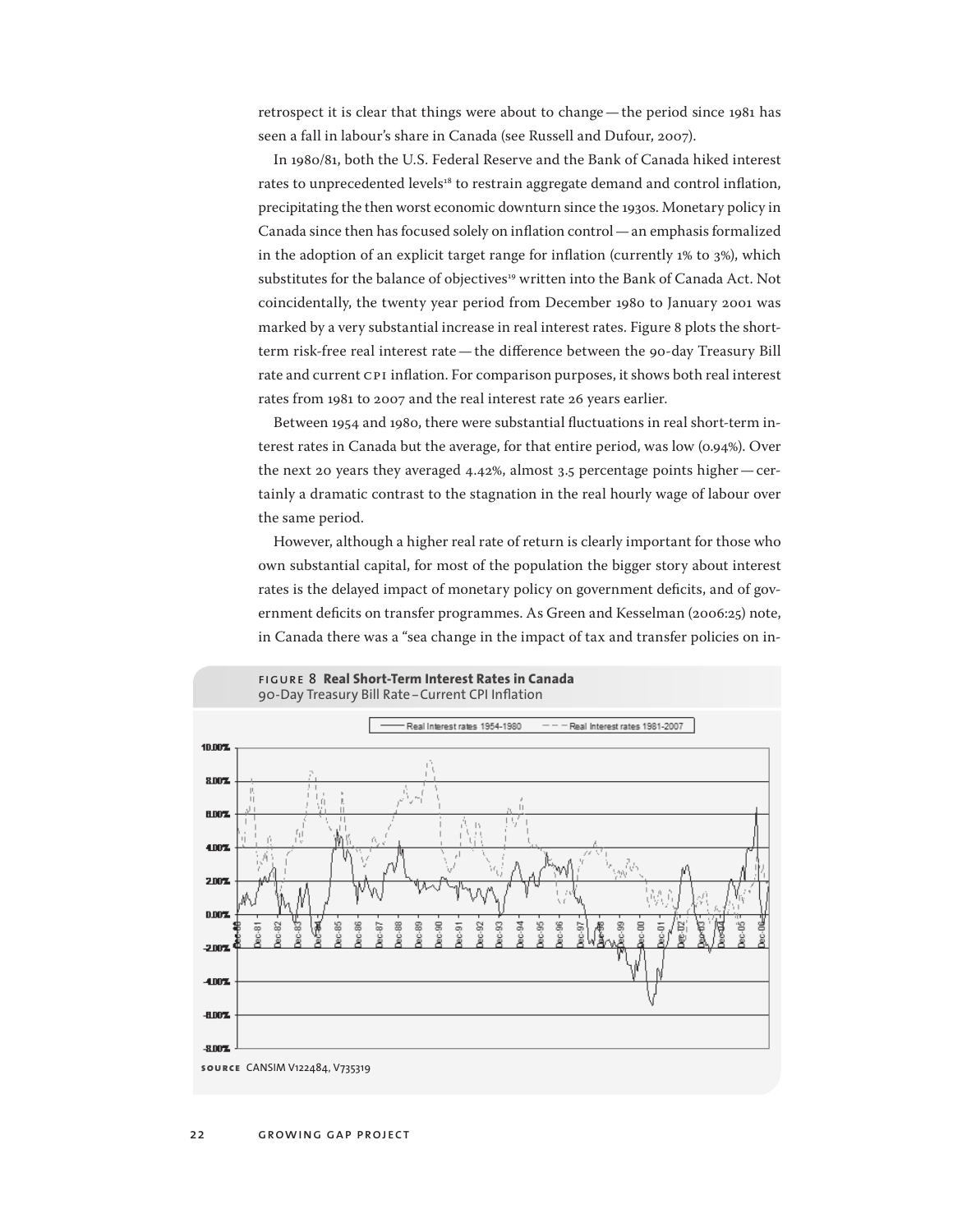retrospect it is clear that things were about to change — the period since 1981 has seen a fall in labour's share in Canada (see Russell and Dufour, 2007).

In 1980/81, both the U.S. Federal Reserve and the Bank of Canada hiked interest rates to unprecedented levels[18] to restrain aggregate demand and control inflation, precipitating the then worst economic downturn since the 1930s. Monetary policy in Canada since then has focused solely on inflation control — an emphasis formalized in the adoption of an explicit target range for inflation (currently 1% to 3%), which substitutes for the balance of objectives[19] written into the Bank of Canada Act. Not coincidentally, the twenty year period from December 1980 to January 2001 was marked by a very substantial increase in real interest rates. Figure 8 plots the short-term risk-free real interest rate — the difference between the 90-day Treasury Bill rate and current CPI inflation. For comparison purposes, it shows both real interest rates from 1981 to 2007 and the real interest rate 26 years earlier.

Between 1954 and 1980, there were substantial fluctuations in real short-term interest rates in Canada but the average, for that entire period, was low (0.94%). Over the next 20 years they averaged 4.42%, almost 3.5 percentage points higher — certainly a dramatic contrast to the stagnation in the real hourly wage of labour over the same period.

However, although a higher real rate of return is clearly important for those who own substantial capital, for most of the population the bigger story about interest rates is the delayed impact of monetary policy on government deficits, and of government deficits on transfer programmes. As Green and Kesselman (2006:25) note, in Canada there was a "sea change in the impact of tax and transfer policies on in-

**FIGURE 8 Real Short-Term Interest Rates in Canada**
90-Day Treasury Bill Rate – Current CPI Inflation

**SOURCE** CANSIM V122484, V735319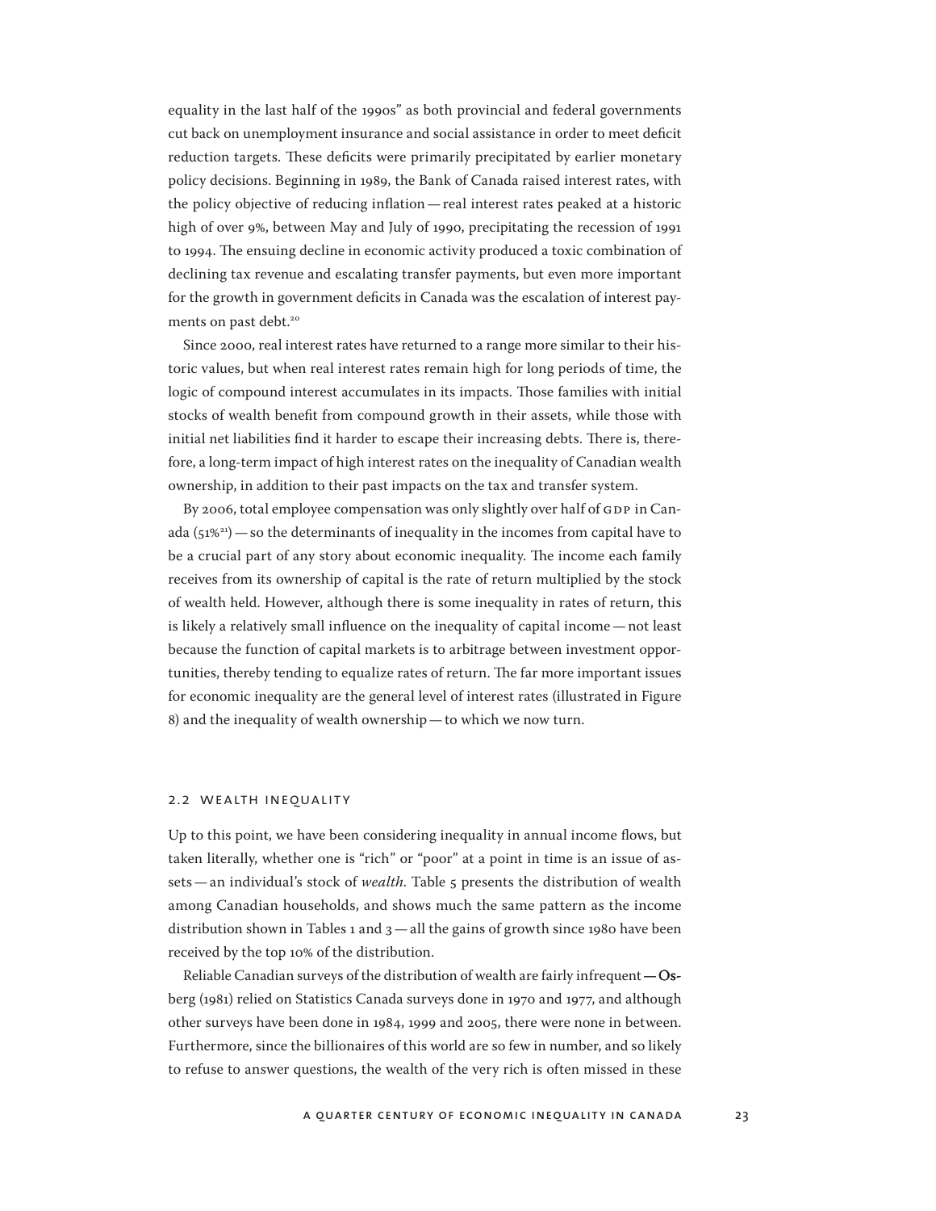equality in the last half of the 1990s" as both provincial and federal governments cut back on unemployment insurance and social assistance in order to meet deficit reduction targets. These deficits were primarily precipitated by earlier monetary policy decisions. Beginning in 1989, the Bank of Canada raised interest rates, with the policy objective of reducing inflation — real interest rates peaked at a historic high of over 9%, between May and July of 1990, precipitating the recession of 1991 to 1994. The ensuing decline in economic activity produced a toxic combination of declining tax revenue and escalating transfer payments, but even more important for the growth in government deficits in Canada was the escalation of interest payments on past debt.[20]

Since 2000, real interest rates have returned to a range more similar to their historic values, but when real interest rates remain high for long periods of time, the logic of compound interest accumulates in its impacts. Those families with initial stocks of wealth benefit from compound growth in their assets, while those with initial net liabilities find it harder to escape their increasing debts. There is, therefore, a long-term impact of high interest rates on the inequality of Canadian wealth ownership, in addition to their past impacts on the tax and transfer system.

By 2006, total employee compensation was only slightly over half of GDP in Canada (51%[21]) — so the determinants of inequality in the incomes from capital have to be a crucial part of any story about economic inequality. The income each family receives from its ownership of capital is the rate of return multiplied by the stock of wealth held. However, although there is some inequality in rates of return, this is likely a relatively small influence on the inequality of capital income — not least because the function of capital markets is to arbitrage between investment opportunities, thereby tending to equalize rates of return. The far more important issues for economic inequality are the general level of interest rates (illustrated in Figure 8) and the inequality of wealth ownership — to which we now turn.

## 2.2 Wealth Inequality

Up to this point, we have been considering inequality in annual income flows, but taken literally, whether one is "rich" or "poor" at a point in time is an issue of assets — an individual's stock of *wealth*. Table 5 presents the distribution of wealth among Canadian households, and shows much the same pattern as the income distribution shown in Tables 1 and 3 — all the gains of growth since 1980 have been received by the top 10% of the distribution.

Reliable Canadian surveys of the distribution of wealth are fairly infrequent — Osberg (1981) relied on Statistics Canada surveys done in 1970 and 1977, and although other surveys have been done in 1984, 1999 and 2005, there were none in between. Furthermore, since the billionaires of this world are so few in number, and so likely to refuse to answer questions, the wealth of the very rich is often missed in these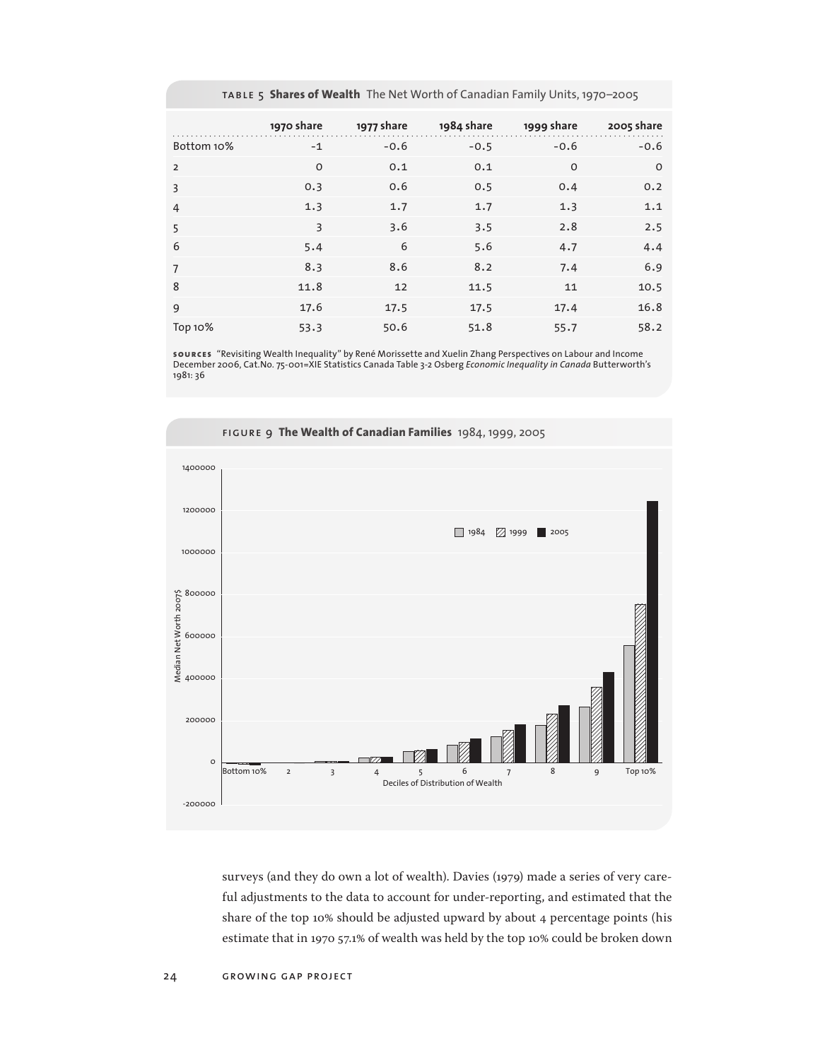**TABLE 5 Shares of Wealth** The Net Worth of Canadian Family Units, 1970–2005

| | 1970 share | 1977 share | 1984 share | 1999 share | 2005 share |
|---|---|---|---|---|---|
| Bottom 10% | -1 | -0.6 | -0.5 | -0.6 | -0.6 |
| 2 | 0 | 0.1 | 0.1 | 0 | 0 |
| 3 | 0.3 | 0.6 | 0.5 | 0.4 | 0.2 |
| 4 | 1.3 | 1.7 | 1.7 | 1.3 | 1.1 |
| 5 | 3 | 3.6 | 3.5 | 2.8 | 2.5 |
| 6 | 5.4 | 6 | 5.6 | 4.7 | 4.4 |
| 7 | 8.3 | 8.6 | 8.2 | 7.4 | 6.9 |
| 8 | 11.8 | 12 | 11.5 | 11 | 10.5 |
| 9 | 17.6 | 17.5 | 17.5 | 17.4 | 16.8 |
| Top 10% | 53.3 | 50.6 | 51.8 | 55.7 | 58.2 |

**SOURCES** "Revisiting Wealth Inequality" by René Morissette and Xuelin Zhang Perspectives on Labour and Income December 2006, Cat.No. 75-001=XIE Statistics Canada Table 3-2 Osberg *Economic Inequality in Canada* Butterworth's 1981: 36

**FIGURE 9 The Wealth of Canadian Families** 1984, 1999, 2005

surveys (and they do own a lot of wealth). Davies (1979) made a series of very careful adjustments to the data to account for under-reporting, and estimated that the share of the top 10% should be adjusted upward by about 4 percentage points (his estimate that in 1970 57.1% of wealth was held by the top 10% could be broken down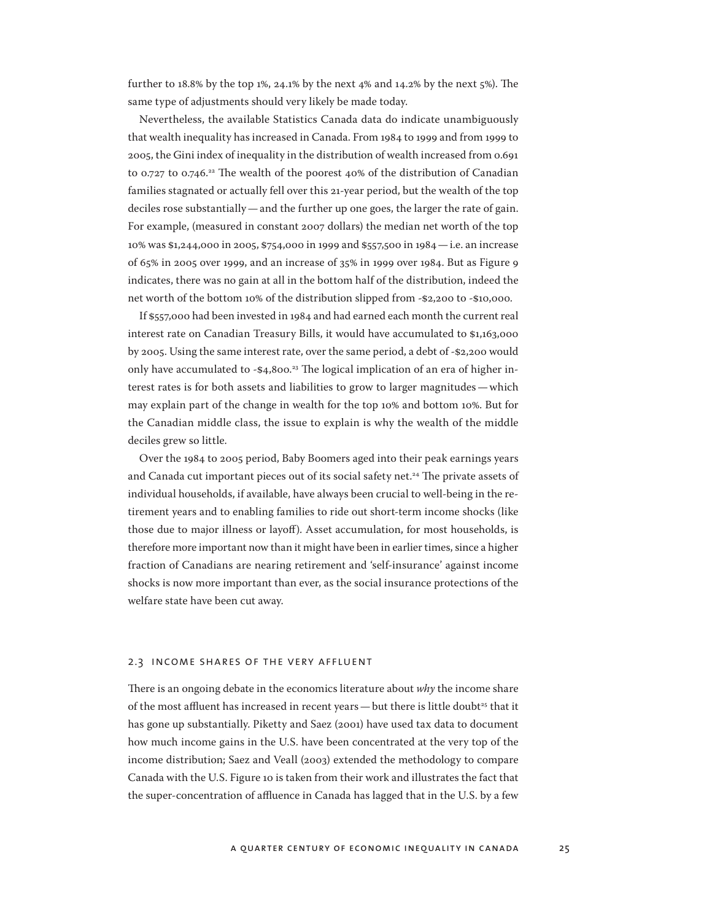further to 18.8% by the top 1%, 24.1% by the next 4% and 14.2% by the next 5%). The same type of adjustments should very likely be made today.

Nevertheless, the available Statistics Canada data do indicate unambiguously that wealth inequality has increased in Canada. From 1984 to 1999 and from 1999 to 2005, the Gini index of inequality in the distribution of wealth increased from 0.691 to 0.727 to 0.746.[22] The wealth of the poorest 40% of the distribution of Canadian families stagnated or actually fell over this 21-year period, but the wealth of the top deciles rose substantially — and the further up one goes, the larger the rate of gain. For example, (measured in constant 2007 dollars) the median net worth of the top 10% was $1,244,000 in 2005, $754,000 in 1999 and $557,500 in 1984 — i.e. an increase of 65% in 2005 over 1999, and an increase of 35% in 1999 over 1984. But as Figure 9 indicates, there was no gain at all in the bottom half of the distribution, indeed the net worth of the bottom 10% of the distribution slipped from -$2,200 to -$10,000.

If $557,000 had been invested in 1984 and had earned each month the current real interest rate on Canadian Treasury Bills, it would have accumulated to $1,163,000 by 2005. Using the same interest rate, over the same period, a debt of -$2,200 would only have accumulated to -$4,800.[23] The logical implication of an era of higher interest rates is for both assets and liabilities to grow to larger magnitudes — which may explain part of the change in wealth for the top 10% and bottom 10%. But for the Canadian middle class, the issue to explain is why the wealth of the middle deciles grew so little.

Over the 1984 to 2005 period, Baby Boomers aged into their peak earnings years and Canada cut important pieces out of its social safety net.[24] The private assets of individual households, if available, have always been crucial to well-being in the retirement years and to enabling families to ride out short-term income shocks (like those due to major illness or layoff). Asset accumulation, for most households, is therefore more important now than it might have been in earlier times, since a higher fraction of Canadians are nearing retirement and 'self-insurance' against income shocks is now more important than ever, as the social insurance protections of the welfare state have been cut away.

### 2.3 Income Shares of the Very Affluent

There is an ongoing debate in the economics literature about *why* the income share of the most affluent has increased in recent years — but there is little doubt[25] that it has gone up substantially. Piketty and Saez (2001) have used tax data to document how much income gains in the U.S. have been concentrated at the very top of the income distribution; Saez and Veall (2003) extended the methodology to compare Canada with the U.S. Figure 10 is taken from their work and illustrates the fact that the super-concentration of affluence in Canada has lagged that in the U.S. by a few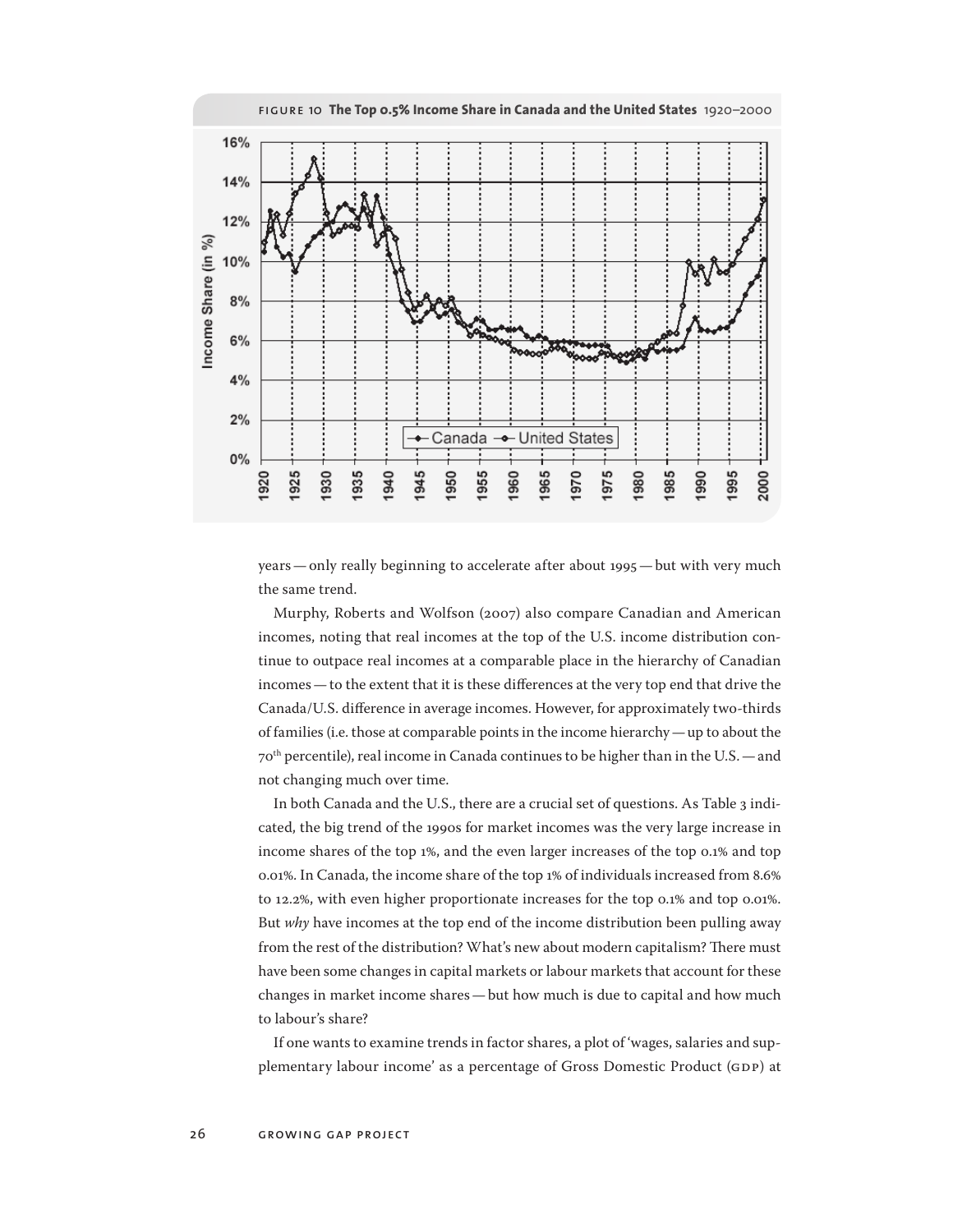FIGURE 10 **The Top 0.5% Income Share in Canada and the United States** 1920–2000

years — only really beginning to accelerate after about 1995 — but with very much the same trend.

Murphy, Roberts and Wolfson (2007) also compare Canadian and American incomes, noting that real incomes at the top of the U.S. income distribution continue to outpace real incomes at a comparable place in the hierarchy of Canadian incomes — to the extent that it is these differences at the very top end that drive the Canada/U.S. difference in average incomes. However, for approximately two-thirds of families (i.e. those at comparable points in the income hierarchy — up to about the 70th percentile), real income in Canada continues to be higher than in the U.S. — and not changing much over time.

In both Canada and the U.S., there are a crucial set of questions. As Table 3 indicated, the big trend of the 1990s for market incomes was the very large increase in income shares of the top 1%, and the even larger increases of the top 0.1% and top 0.01%. In Canada, the income share of the top 1% of individuals increased from 8.6% to 12.2%, with even higher proportionate increases for the top 0.1% and top 0.01%. But *why* have incomes at the top end of the income distribution been pulling away from the rest of the distribution? What's new about modern capitalism? There must have been some changes in capital markets or labour markets that account for these changes in market income shares — but how much is due to capital and how much to labour's share?

If one wants to examine trends in factor shares, a plot of 'wages, salaries and supplementary labour income' as a percentage of Gross Domestic Product (GDP) at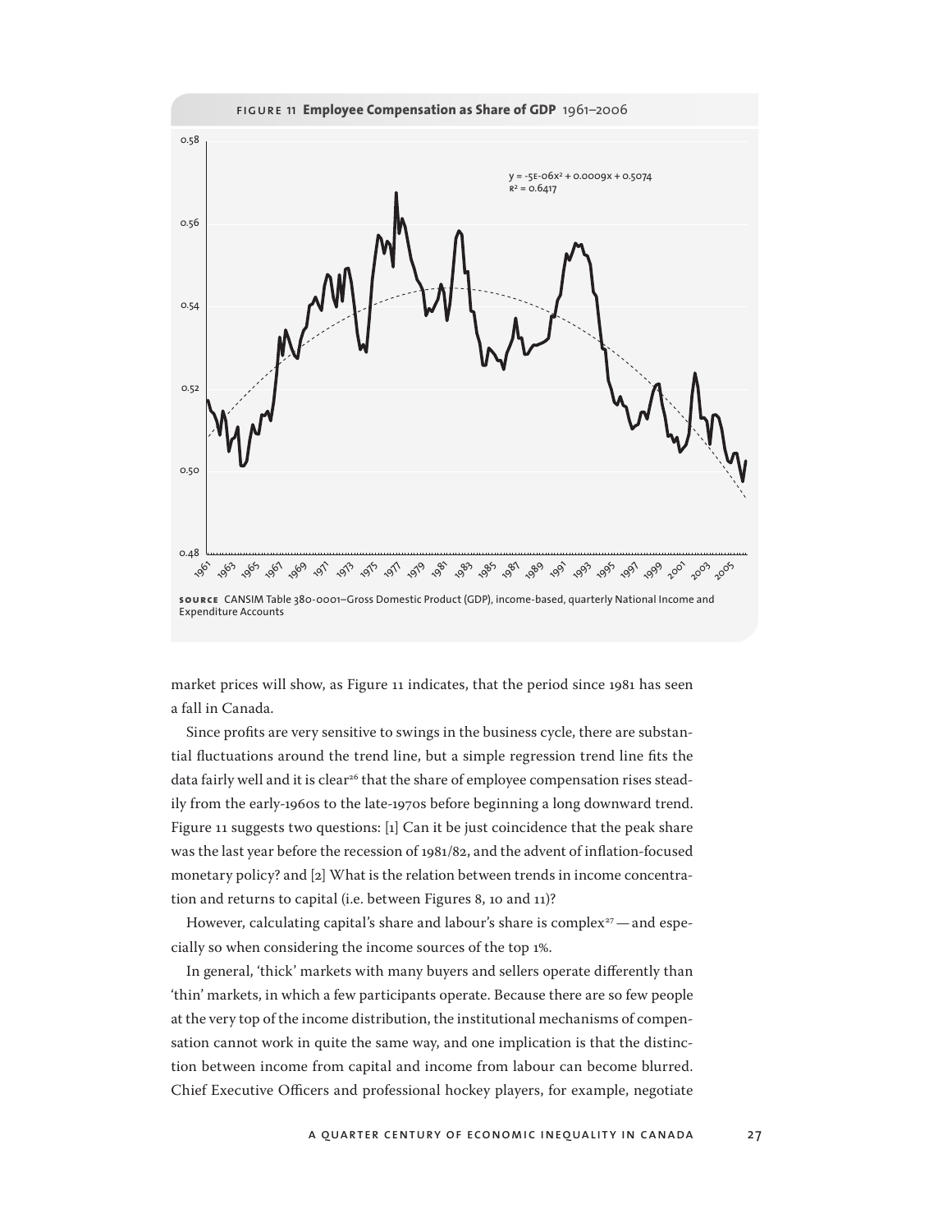**FIGURE 11 Employee Compensation as Share of GDP** 1961–2006

$y = -5E\text{-}06x^2 + 0.0009x + 0.5074$
$R^2 = 0.6417$

**SOURCE** CANSIM Table 380-0001–Gross Domestic Product (GDP), income-based, quarterly National Income and Expenditure Accounts

market prices will show, as Figure 11 indicates, that the period since 1981 has seen a fall in Canada.

Since profits are very sensitive to swings in the business cycle, there are substantial fluctuations around the trend line, but a simple regression trend line fits the data fairly well and it is clear[26] that the share of employee compensation rises steadily from the early-1960s to the late-1970s before beginning a long downward trend. Figure 11 suggests two questions: [1] Can it be just coincidence that the peak share was the last year before the recession of 1981/82, and the advent of inflation-focused monetary policy? and [2] What is the relation between trends in income concentration and returns to capital (i.e. between Figures 8, 10 and 11)?

However, calculating capital's share and labour's share is complex[27] — and especially so when considering the income sources of the top 1%.

In general, 'thick' markets with many buyers and sellers operate differently than 'thin' markets, in which a few participants operate. Because there are so few people at the very top of the income distribution, the institutional mechanisms of compensation cannot work in quite the same way, and one implication is that the distinction between income from capital and income from labour can become blurred. Chief Executive Officers and professional hockey players, for example, negotiate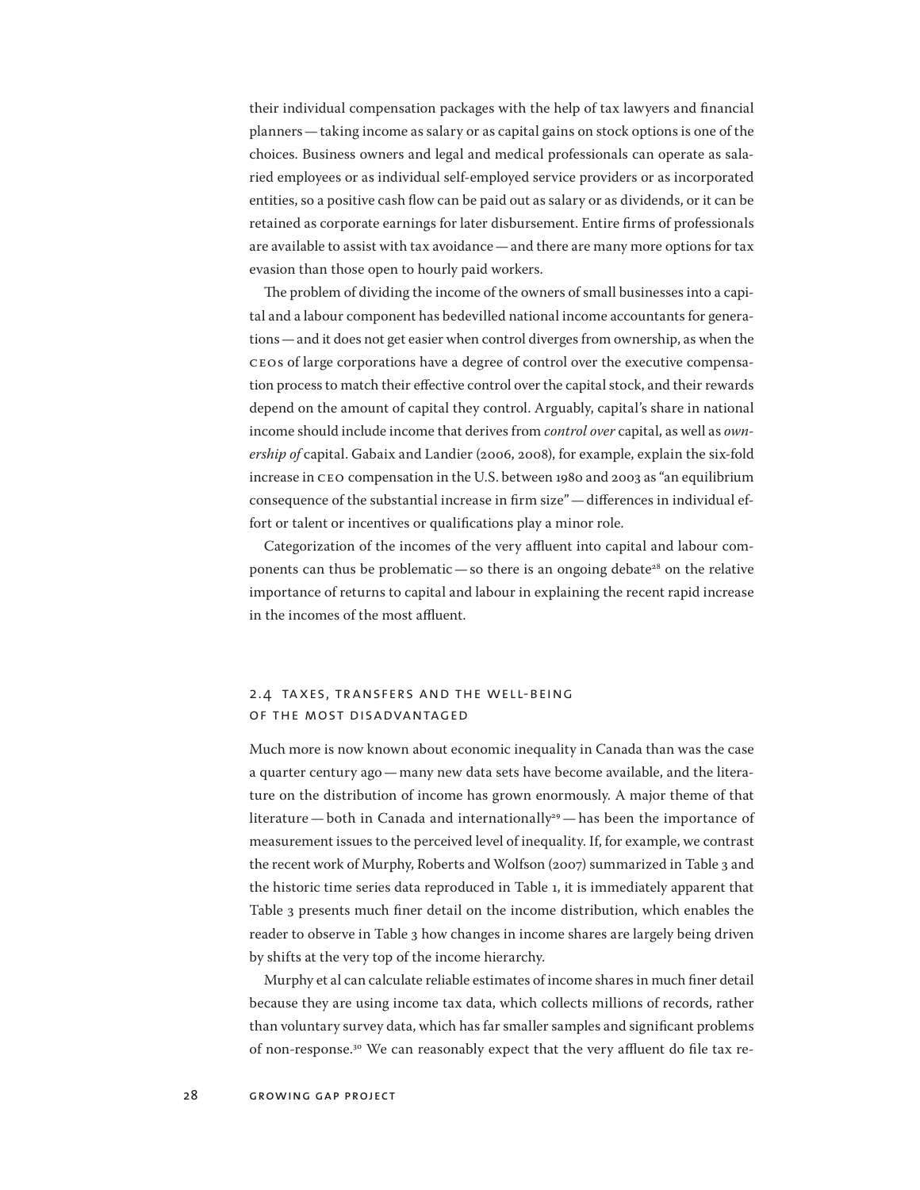their individual compensation packages with the help of tax lawyers and financial planners — taking income as salary or as capital gains on stock options is one of the choices. Business owners and legal and medical professionals can operate as salaried employees or as individual self-employed service providers or as incorporated entities, so a positive cash flow can be paid out as salary or as dividends, or it can be retained as corporate earnings for later disbursement. Entire firms of professionals are available to assist with tax avoidance — and there are many more options for tax evasion than those open to hourly paid workers.

The problem of dividing the income of the owners of small businesses into a capital and a labour component has bedevilled national income accountants for generations — and it does not get easier when control diverges from ownership, as when the CEOs of large corporations have a degree of control over the executive compensation process to match their effective control over the capital stock, and their rewards depend on the amount of capital they control. Arguably, capital's share in national income should include income that derives from *control over* capital, as well as *ownership of* capital. Gabaix and Landier (2006, 2008), for example, explain the six-fold increase in CEO compensation in the U.S. between 1980 and 2003 as "an equilibrium consequence of the substantial increase in firm size" — differences in individual effort or talent or incentives or qualifications play a minor role.

Categorization of the incomes of the very affluent into capital and labour components can thus be problematic — so there is an ongoing debate[28] on the relative importance of returns to capital and labour in explaining the recent rapid increase in the incomes of the most affluent.

## 2.4 Taxes, Transfers and the Well-Being of the Most Disadvantaged

Much more is now known about economic inequality in Canada than was the case a quarter century ago — many new data sets have become available, and the literature on the distribution of income has grown enormously. A major theme of that literature — both in Canada and internationally[29] — has been the importance of measurement issues to the perceived level of inequality. If, for example, we contrast the recent work of Murphy, Roberts and Wolfson (2007) summarized in Table 3 and the historic time series data reproduced in Table 1, it is immediately apparent that Table 3 presents much finer detail on the income distribution, which enables the reader to observe in Table 3 how changes in income shares are largely being driven by shifts at the very top of the income hierarchy.

Murphy et al can calculate reliable estimates of income shares in much finer detail because they are using income tax data, which collects millions of records, rather than voluntary survey data, which has far smaller samples and significant problems of non-response.[30] We can reasonably expect that the very affluent do file tax re-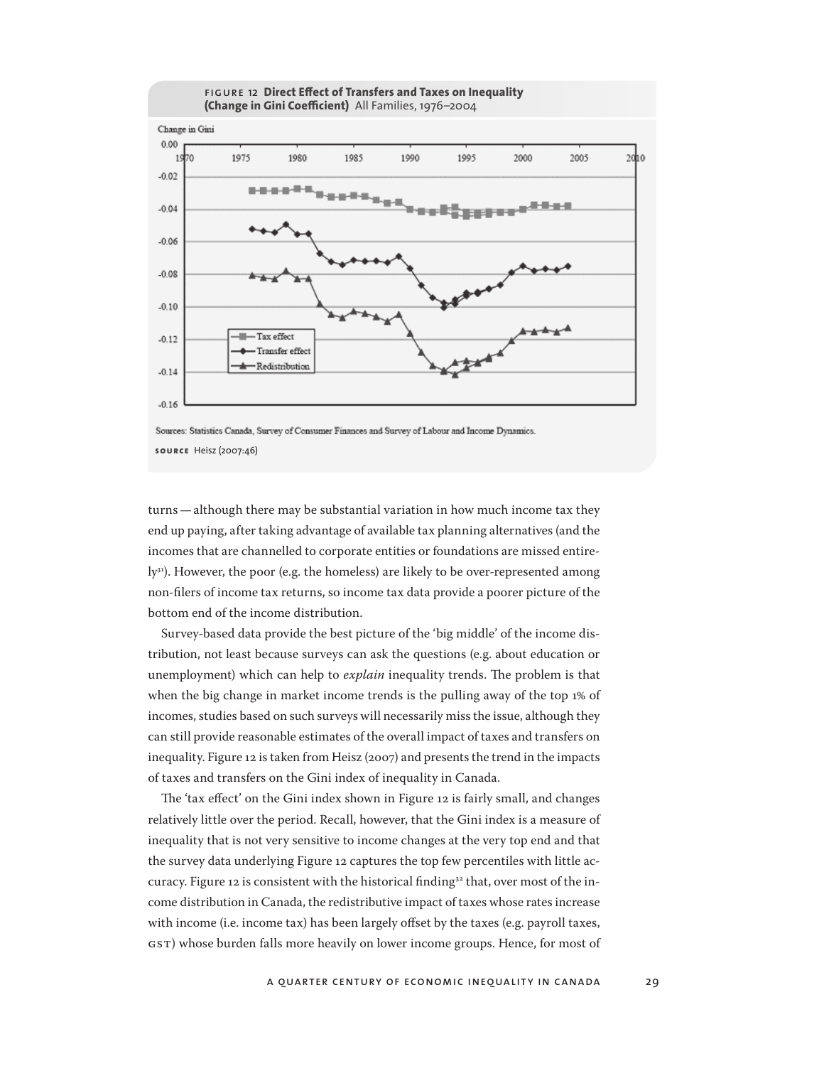**FIGURE 12 Direct Effect of Transfers and Taxes on Inequality (Change in Gini Coefficient)** All Families, 1976–2004

Sources: Statistics Canada, Survey of Consumer Finances and Survey of Labour and Income Dynamics.

**SOURCE** Heisz (2007:46)

turns — although there may be substantial variation in how much income tax they end up paying, after taking advantage of available tax planning alternatives (and the incomes that are channelled to corporate entities or foundations are missed entirely[31]). However, the poor (e.g. the homeless) are likely to be over-represented among non-filers of income tax returns, so income tax data provide a poorer picture of the bottom end of the income distribution.

Survey-based data provide the best picture of the 'big middle' of the income distribution, not least because surveys can ask the questions (e.g. about education or unemployment) which can help to *explain* inequality trends. The problem is that when the big change in market income trends is the pulling away of the top 1% of incomes, studies based on such surveys will necessarily miss the issue, although they can still provide reasonable estimates of the overall impact of taxes and transfers on inequality. Figure 12 is taken from Heisz (2007) and presents the trend in the impacts of taxes and transfers on the Gini index of inequality in Canada.

The 'tax effect' on the Gini index shown in Figure 12 is fairly small, and changes relatively little over the period. Recall, however, that the Gini index is a measure of inequality that is not very sensitive to income changes at the very top end and that the survey data underlying Figure 12 captures the top few percentiles with little accuracy. Figure 12 is consistent with the historical finding[32] that, over most of the income distribution in Canada, the redistributive impact of taxes whose rates increase with income (i.e. income tax) has been largely offset by the taxes (e.g. payroll taxes, GST) whose burden falls more heavily on lower income groups. Hence, for most of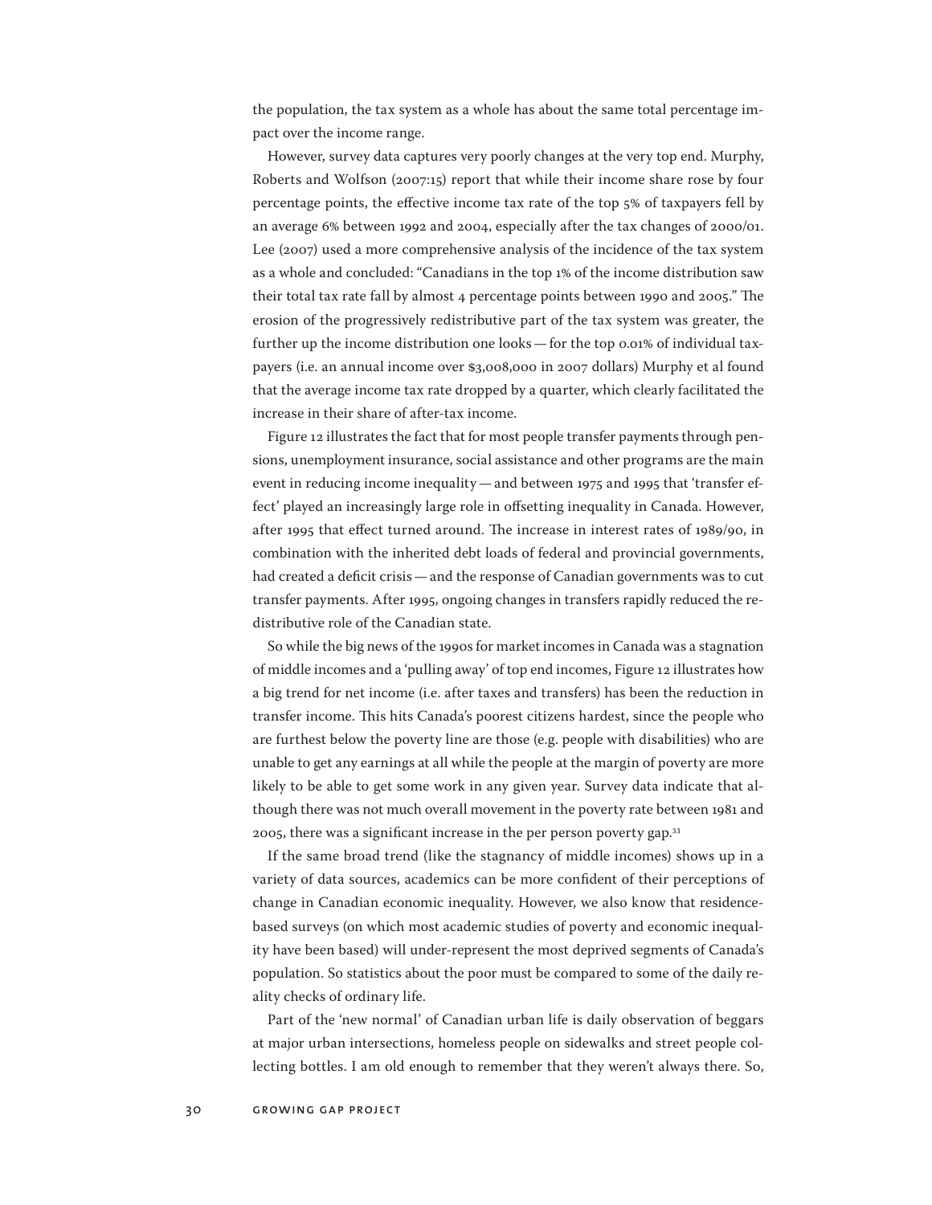the population, the tax system as a whole has about the same total percentage impact over the income range.

However, survey data captures very poorly changes at the very top end. Murphy, Roberts and Wolfson (2007:15) report that while their income share rose by four percentage points, the effective income tax rate of the top 5% of taxpayers fell by an average 6% between 1992 and 2004, especially after the tax changes of 2000/01. Lee (2007) used a more comprehensive analysis of the incidence of the tax system as a whole and concluded: "Canadians in the top 1% of the income distribution saw their total tax rate fall by almost 4 percentage points between 1990 and 2005." The erosion of the progressively redistributive part of the tax system was greater, the further up the income distribution one looks — for the top 0.01% of individual taxpayers (i.e. an annual income over $3,008,000 in 2007 dollars) Murphy et al found that the average income tax rate dropped by a quarter, which clearly facilitated the increase in their share of after-tax income.

Figure 12 illustrates the fact that for most people transfer payments through pensions, unemployment insurance, social assistance and other programs are the main event in reducing income inequality — and between 1975 and 1995 that 'transfer effect' played an increasingly large role in offsetting inequality in Canada. However, after 1995 that effect turned around. The increase in interest rates of 1989/90, in combination with the inherited debt loads of federal and provincial governments, had created a deficit crisis — and the response of Canadian governments was to cut transfer payments. After 1995, ongoing changes in transfers rapidly reduced the redistributive role of the Canadian state.

So while the big news of the 1990s for market incomes in Canada was a stagnation of middle incomes and a 'pulling away' of top end incomes, Figure 12 illustrates how a big trend for net income (i.e. after taxes and transfers) has been the reduction in transfer income. This hits Canada's poorest citizens hardest, since the people who are furthest below the poverty line are those (e.g. people with disabilities) who are unable to get any earnings at all while the people at the margin of poverty are more likely to be able to get some work in any given year. Survey data indicate that although there was not much overall movement in the poverty rate between 1981 and 2005, there was a significant increase in the per person poverty gap.[33]

If the same broad trend (like the stagnancy of middle incomes) shows up in a variety of data sources, academics can be more confident of their perceptions of change in Canadian economic inequality. However, we also know that residence-based surveys (on which most academic studies of poverty and economic inequality have been based) will under-represent the most deprived segments of Canada's population. So statistics about the poor must be compared to some of the daily reality checks of ordinary life.

Part of the 'new normal' of Canadian urban life is daily observation of beggars at major urban intersections, homeless people on sidewalks and street people collecting bottles. I am old enough to remember that they weren't always there. So,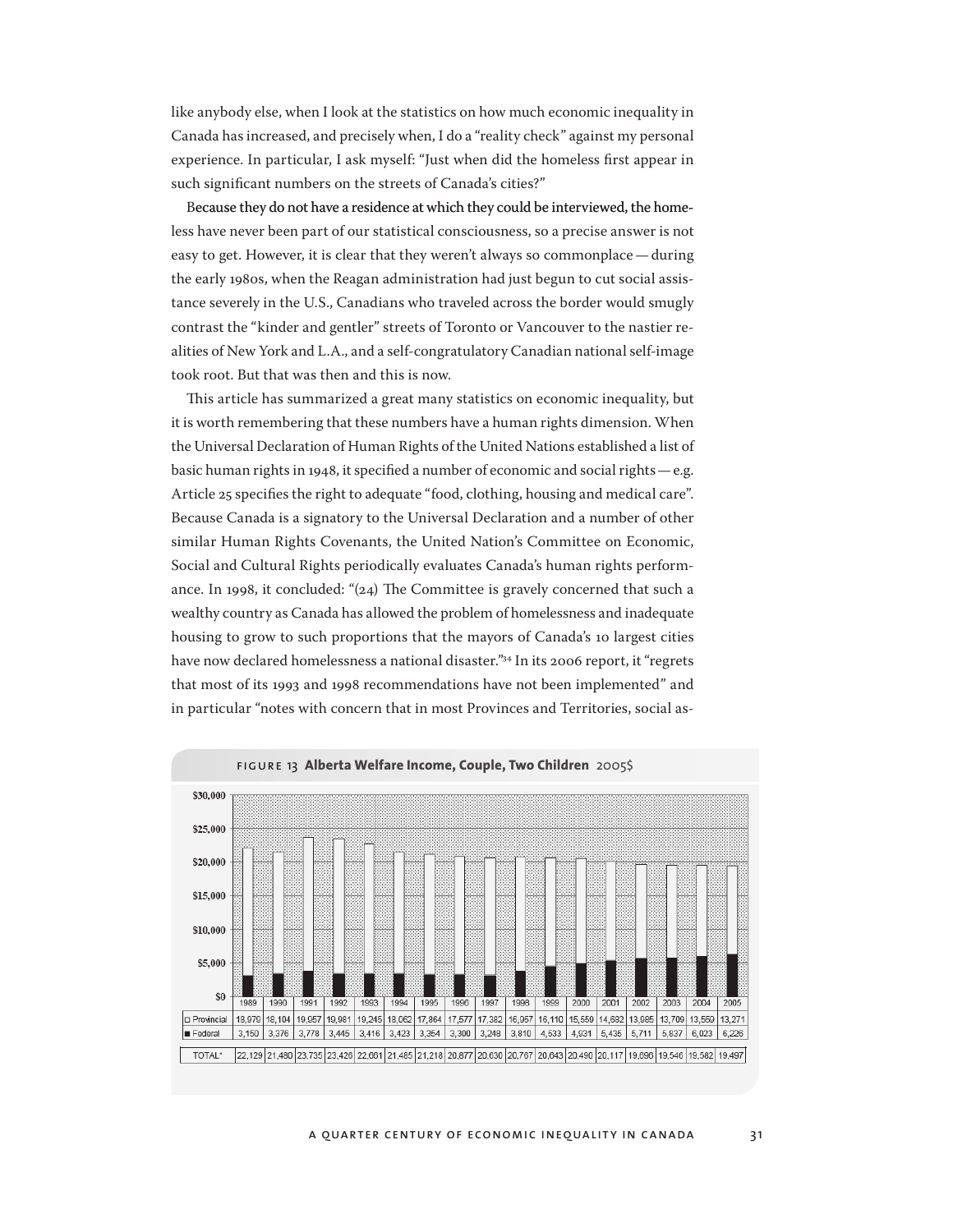like anybody else, when I look at the statistics on how much economic inequality in Canada has increased, and precisely when, I do a "reality check" against my personal experience. In particular, I ask myself: "Just when did the homeless first appear in such significant numbers on the streets of Canada's cities?"

Because they do not have a residence at which they could be interviewed, the homeless have never been part of our statistical consciousness, so a precise answer is not easy to get. However, it is clear that they weren't always so commonplace — during the early 1980s, when the Reagan administration had just begun to cut social assistance severely in the U.S., Canadians who traveled across the border would smugly contrast the "kinder and gentler" streets of Toronto or Vancouver to the nastier realities of New York and L.A., and a self-congratulatory Canadian national self-image took root. But that was then and this is now.

This article has summarized a great many statistics on economic inequality, but it is worth remembering that these numbers have a human rights dimension. When the Universal Declaration of Human Rights of the United Nations established a list of basic human rights in 1948, it specified a number of economic and social rights — e.g. Article 25 specifies the right to adequate "food, clothing, housing and medical care". Because Canada is a signatory to the Universal Declaration and a number of other similar Human Rights Covenants, the United Nation's Committee on Economic, Social and Cultural Rights periodically evaluates Canada's human rights performance. In 1998, it concluded: "(24) The Committee is gravely concerned that such a wealthy country as Canada has allowed the problem of homelessness and inadequate housing to grow to such proportions that the mayors of Canada's 10 largest cities have now declared homelessness a national disaster."[34] In its 2006 report, it "regrets that most of its 1993 and 1998 recommendations have not been implemented" and in particular "notes with concern that in most Provinces and Territories, social as-

**FIGURE 13 Alberta Welfare Income, Couple, Two Children** 2005$

| | 1989 | 1990 | 1991 | 1992 | 1993 | 1994 | 1995 | 1996 | 1997 | 1998 | 1999 | 2000 | 2001 | 2002 | 2003 | 2004 | 2005 |
|---|---|---|---|---|---|---|---|---|---|---|---|---|---|---|---|---|---|
| □ Provincial | 18,970 | 18,104 | 19,957 | 19,981 | 19,245 | 18,062 | 17,864 | 17,577 | 17,382 | 16,957 | 16,110 | 15,559 | 14,682 | 13,985 | 13,709 | 13,559 | 13,271 |
| ■ Federal | 3,150 | 3,376 | 3,778 | 3,445 | 3,416 | 3,423 | 3,354 | 3,300 | 3,248 | 3,810 | 4,533 | 4,931 | 5,435 | 5,711 | 5,837 | 6,023 | 6,226 |
| TOTAL* | 22,129 | 21,480 | 23,735 | 23,426 | 22,661 | 21,485 | 21,218 | 20,877 | 20,630 | 20,767 | 20,643 | 20,490 | 20,117 | 19,696 | 19,546 | 19,582 | 19,497 |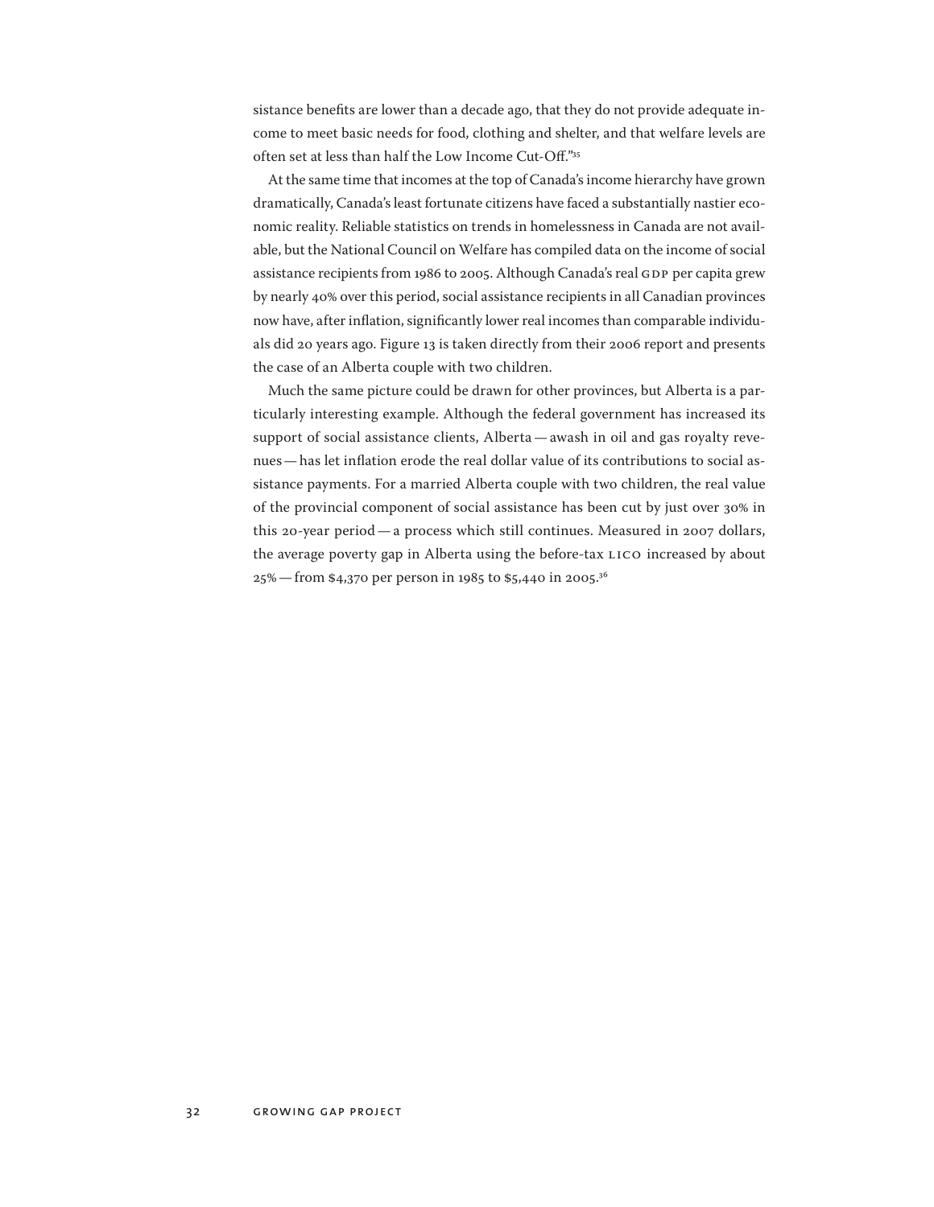sistance benefits are lower than a decade ago, that they do not provide adequate income to meet basic needs for food, clothing and shelter, and that welfare levels are often set at less than half the Low Income Cut-Off."[35]

At the same time that incomes at the top of Canada's income hierarchy have grown dramatically, Canada's least fortunate citizens have faced a substantially nastier economic reality. Reliable statistics on trends in homelessness in Canada are not available, but the National Council on Welfare has compiled data on the income of social assistance recipients from 1986 to 2005. Although Canada's real GDP per capita grew by nearly 40% over this period, social assistance recipients in all Canadian provinces now have, after inflation, significantly lower real incomes than comparable individuals did 20 years ago. Figure 13 is taken directly from their 2006 report and presents the case of an Alberta couple with two children.

Much the same picture could be drawn for other provinces, but Alberta is a particularly interesting example. Although the federal government has increased its support of social assistance clients, Alberta — awash in oil and gas royalty revenues — has let inflation erode the real dollar value of its contributions to social assistance payments. For a married Alberta couple with two children, the real value of the provincial component of social assistance has been cut by just over 30% in this 20-year period — a process which still continues. Measured in 2007 dollars, the average poverty gap in Alberta using the before-tax LICO increased by about 25% — from $4,370 per person in 1985 to $5,440 in 2005.[36]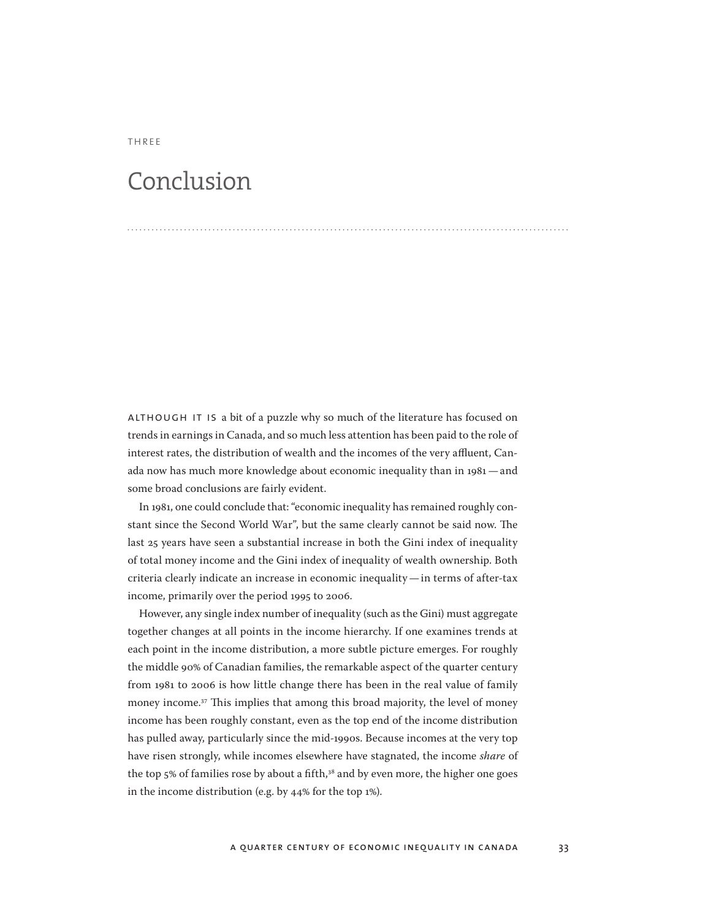THREE

# Conclusion

ALTHOUGH IT IS a bit of a puzzle why so much of the literature has focused on trends in earnings in Canada, and so much less attention has been paid to the role of interest rates, the distribution of wealth and the incomes of the very affluent, Canada now has much more knowledge about economic inequality than in 1981 — and some broad conclusions are fairly evident.

In 1981, one could conclude that: "economic inequality has remained roughly constant since the Second World War", but the same clearly cannot be said now. The last 25 years have seen a substantial increase in both the Gini index of inequality of total money income and the Gini index of inequality of wealth ownership. Both criteria clearly indicate an increase in economic inequality — in terms of after-tax income, primarily over the period 1995 to 2006.

However, any single index number of inequality (such as the Gini) must aggregate together changes at all points in the income hierarchy. If one examines trends at each point in the income distribution, a more subtle picture emerges. For roughly the middle 90% of Canadian families, the remarkable aspect of the quarter century from 1981 to 2006 is how little change there has been in the real value of family money income.[37] This implies that among this broad majority, the level of money income has been roughly constant, even as the top end of the income distribution has pulled away, particularly since the mid-1990s. Because incomes at the very top have risen strongly, while incomes elsewhere have stagnated, the income *share* of the top 5% of families rose by about a fifth,[38] and by even more, the higher one goes in the income distribution (e.g. by 44% for the top 1%).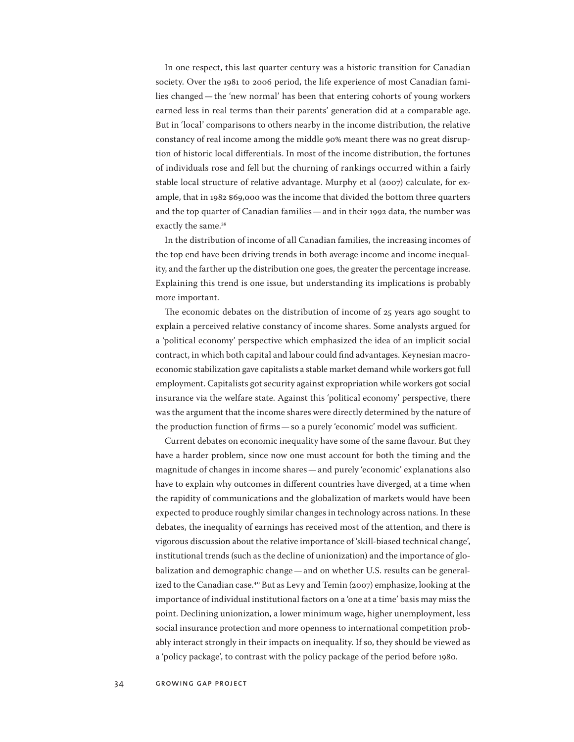In one respect, this last quarter century was a historic transition for Canadian society. Over the 1981 to 2006 period, the life experience of most Canadian families changed — the 'new normal' has been that entering cohorts of young workers earned less in real terms than their parents' generation did at a comparable age. But in 'local' comparisons to others nearby in the income distribution, the relative constancy of real income among the middle 90% meant there was no great disruption of historic local differentials. In most of the income distribution, the fortunes of individuals rose and fell but the churning of rankings occurred within a fairly stable local structure of relative advantage. Murphy et al (2007) calculate, for example, that in 1982 $69,000 was the income that divided the bottom three quarters and the top quarter of Canadian families — and in their 1992 data, the number was exactly the same.[39]

In the distribution of income of all Canadian families, the increasing incomes of the top end have been driving trends in both average income and income inequality, and the farther up the distribution one goes, the greater the percentage increase. Explaining this trend is one issue, but understanding its implications is probably more important.

The economic debates on the distribution of income of 25 years ago sought to explain a perceived relative constancy of income shares. Some analysts argued for a 'political economy' perspective which emphasized the idea of an implicit social contract, in which both capital and labour could find advantages. Keynesian macroeconomic stabilization gave capitalists a stable market demand while workers got full employment. Capitalists got security against expropriation while workers got social insurance via the welfare state. Against this 'political economy' perspective, there was the argument that the income shares were directly determined by the nature of the production function of firms — so a purely 'economic' model was sufficient.

Current debates on economic inequality have some of the same flavour. But they have a harder problem, since now one must account for both the timing and the magnitude of changes in income shares — and purely 'economic' explanations also have to explain why outcomes in different countries have diverged, at a time when the rapidity of communications and the globalization of markets would have been expected to produce roughly similar changes in technology across nations. In these debates, the inequality of earnings has received most of the attention, and there is vigorous discussion about the relative importance of 'skill-biased technical change', institutional trends (such as the decline of unionization) and the importance of globalization and demographic change — and on whether U.S. results can be generalized to the Canadian case.[40] But as Levy and Temin (2007) emphasize, looking at the importance of individual institutional factors on a 'one at a time' basis may miss the point. Declining unionization, a lower minimum wage, higher unemployment, less social insurance protection and more openness to international competition probably interact strongly in their impacts on inequality. If so, they should be viewed as a 'policy package', to contrast with the policy package of the period before 1980.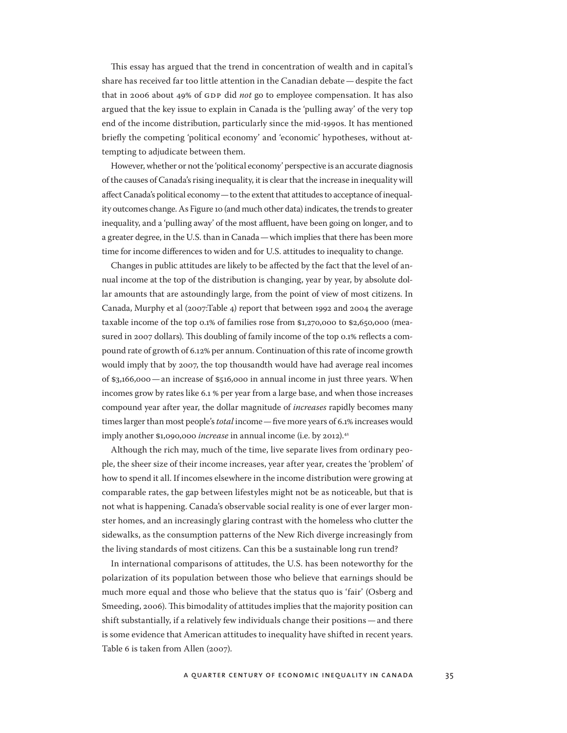This essay has argued that the trend in concentration of wealth and in capital's share has received far too little attention in the Canadian debate — despite the fact that in 2006 about 49% of GDP did *not* go to employee compensation. It has also argued that the key issue to explain in Canada is the 'pulling away' of the very top end of the income distribution, particularly since the mid-1990s. It has mentioned briefly the competing 'political economy' and 'economic' hypotheses, without attempting to adjudicate between them.

However, whether or not the 'political economy' perspective is an accurate diagnosis of the causes of Canada's rising inequality, it is clear that the increase in inequality will affect Canada's political economy — to the extent that attitudes to acceptance of inequality outcomes change. As Figure 10 (and much other data) indicates, the trends to greater inequality, and a 'pulling away' of the most affluent, have been going on longer, and to a greater degree, in the U.S. than in Canada — which implies that there has been more time for income differences to widen and for U.S. attitudes to inequality to change.

Changes in public attitudes are likely to be affected by the fact that the level of annual income at the top of the distribution is changing, year by year, by absolute dollar amounts that are astoundingly large, from the point of view of most citizens. In Canada, Murphy et al (2007:Table 4) report that between 1992 and 2004 the average taxable income of the top 0.1% of families rose from $1,270,000 to $2,650,000 (measured in 2007 dollars). This doubling of family income of the top 0.1% reflects a compound rate of growth of 6.12% per annum. Continuation of this rate of income growth would imply that by 2007, the top thousandth would have had average real incomes of $3,166,000 — an increase of $516,000 in annual income in just three years. When incomes grow by rates like 6.1 % per year from a large base, and when those increases compound year after year, the dollar magnitude of *increases* rapidly becomes many times larger than most people's *total* income — five more years of 6.1% increases would imply another $1,090,000 *increase* in annual income (i.e. by 2012).[41]

Although the rich may, much of the time, live separate lives from ordinary people, the sheer size of their income increases, year after year, creates the 'problem' of how to spend it all. If incomes elsewhere in the income distribution were growing at comparable rates, the gap between lifestyles might not be as noticeable, but that is not what is happening. Canada's observable social reality is one of ever larger monster homes, and an increasingly glaring contrast with the homeless who clutter the sidewalks, as the consumption patterns of the New Rich diverge increasingly from the living standards of most citizens. Can this be a sustainable long run trend?

In international comparisons of attitudes, the U.S. has been noteworthy for the polarization of its population between those who believe that earnings should be much more equal and those who believe that the status quo is 'fair' (Osberg and Smeeding, 2006). This bimodality of attitudes implies that the majority position can shift substantially, if a relatively few individuals change their positions — and there is some evidence that American attitudes to inequality have shifted in recent years. Table 6 is taken from Allen (2007).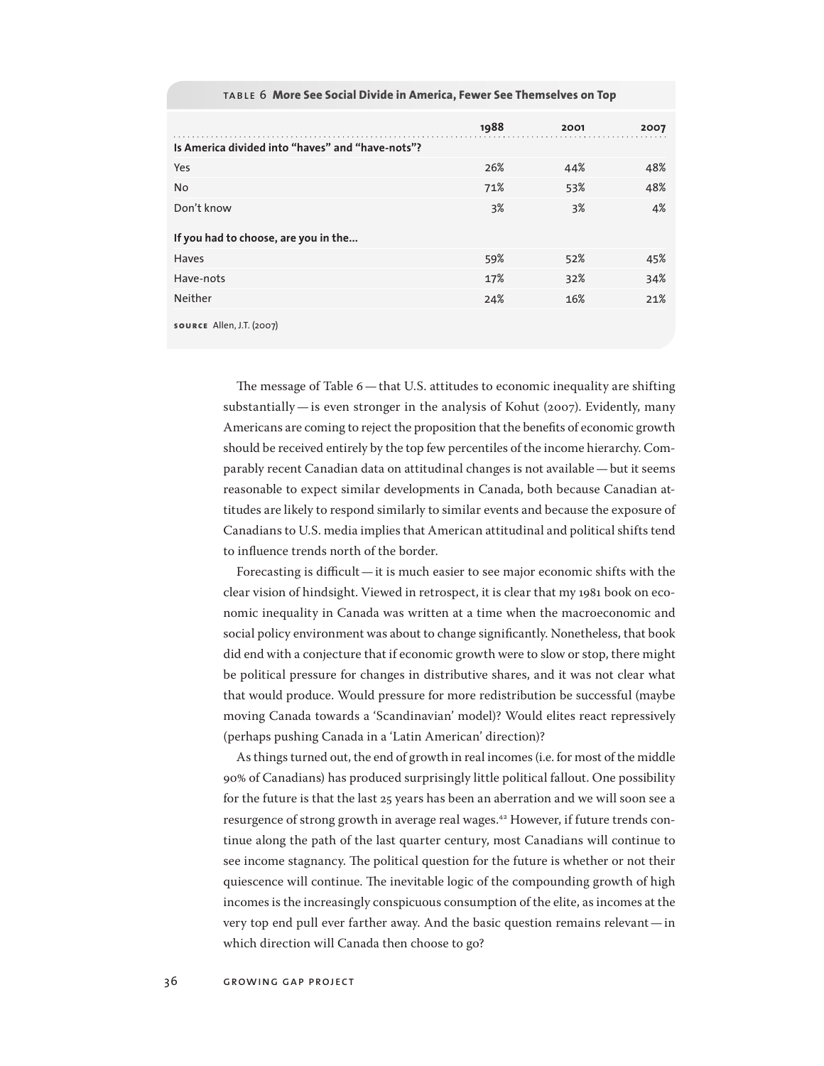**TABLE 6 More See Social Divide in America, Fewer See Themselves on Top**

| | 1988 | 2001 | 2007 |
|---|---|---|---|
| **Is America divided into "haves" and "have-nots"?** | | | |
| Yes | 26% | 44% | 48% |
| No | 71% | 53% | 48% |
| Don't know | 3% | 3% | 4% |
| **If you had to choose, are you in the...** | | | |
| Haves | 59% | 52% | 45% |
| Have-nots | 17% | 32% | 34% |
| Neither | 24% | 16% | 21% |

**SOURCE** Allen, J.T. (2007)

The message of Table 6 — that U.S. attitudes to economic inequality are shifting substantially — is even stronger in the analysis of Kohut (2007). Evidently, many Americans are coming to reject the proposition that the benefits of economic growth should be received entirely by the top few percentiles of the income hierarchy. Comparably recent Canadian data on attitudinal changes is not available — but it seems reasonable to expect similar developments in Canada, both because Canadian attitudes are likely to respond similarly to similar events and because the exposure of Canadians to U.S. media implies that American attitudinal and political shifts tend to influence trends north of the border.

Forecasting is difficult — it is much easier to see major economic shifts with the clear vision of hindsight. Viewed in retrospect, it is clear that my 1981 book on economic inequality in Canada was written at a time when the macroeconomic and social policy environment was about to change significantly. Nonetheless, that book did end with a conjecture that if economic growth were to slow or stop, there might be political pressure for changes in distributive shares, and it was not clear what that would produce. Would pressure for more redistribution be successful (maybe moving Canada towards a 'Scandinavian' model)? Would elites react repressively (perhaps pushing Canada in a 'Latin American' direction)?

As things turned out, the end of growth in real incomes (i.e. for most of the middle 90% of Canadians) has produced surprisingly little political fallout. One possibility for the future is that the last 25 years has been an aberration and we will soon see a resurgence of strong growth in average real wages.[42] However, if future trends continue along the path of the last quarter century, most Canadians will continue to see income stagnancy. The political question for the future is whether or not their quiescence will continue. The inevitable logic of the compounding growth of high incomes is the increasingly conspicuous consumption of the elite, as incomes at the very top end pull ever farther away. And the basic question remains relevant — in which direction will Canada then choose to go?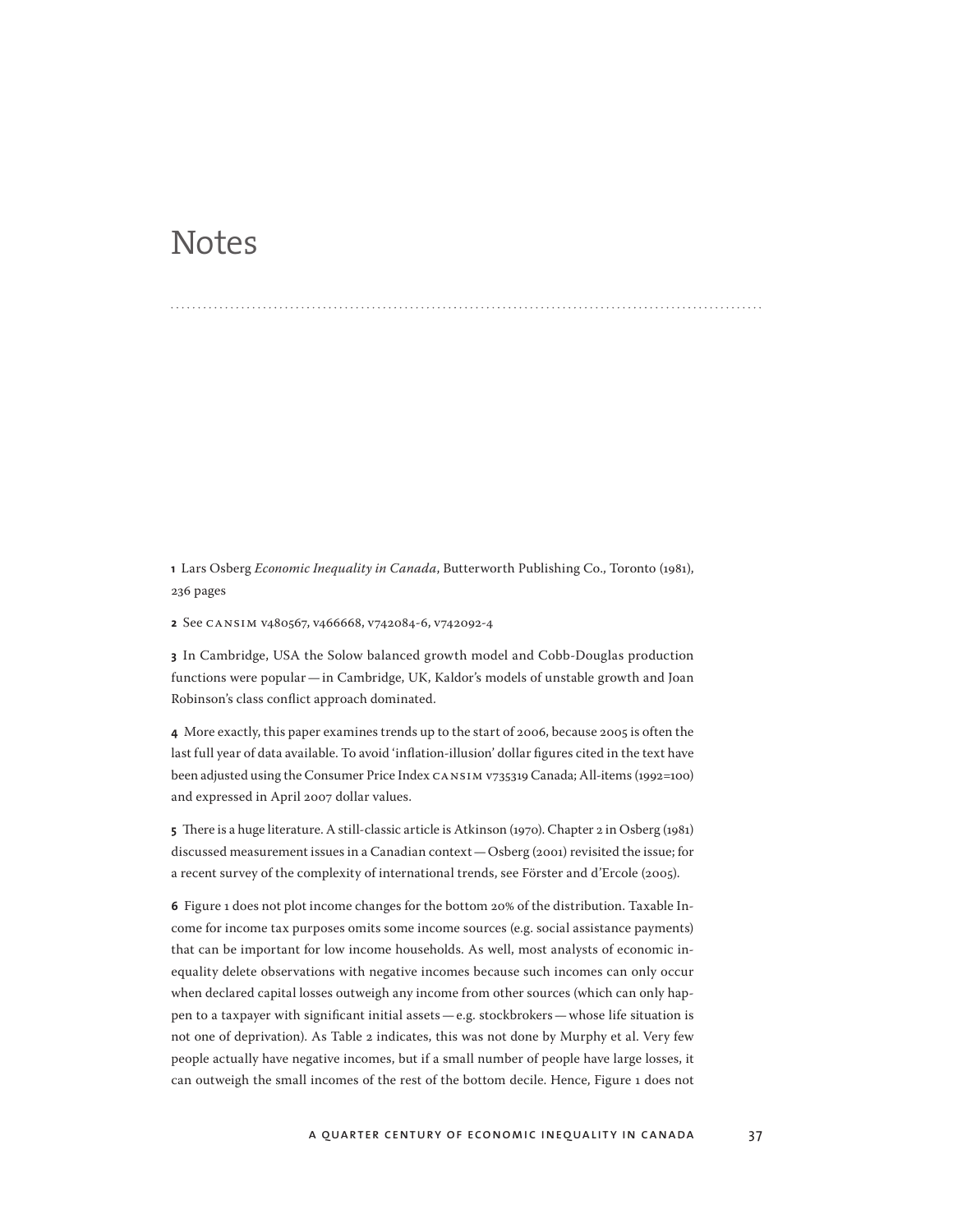# Notes

**1** Lars Osberg *Economic Inequality in Canada*, Butterworth Publishing Co., Toronto (1981), 236 pages

**2** See CANSIM v480567, v466668, v742084-6, v742092-4

**3** In Cambridge, USA the Solow balanced growth model and Cobb-Douglas production functions were popular — in Cambridge, UK, Kaldor's models of unstable growth and Joan Robinson's class conflict approach dominated.

**4** More exactly, this paper examines trends up to the start of 2006, because 2005 is often the last full year of data available. To avoid 'inflation-illusion' dollar figures cited in the text have been adjusted using the Consumer Price Index CANSIM v735319 Canada; All-items (1992=100) and expressed in April 2007 dollar values.

**5** There is a huge literature. A still-classic article is Atkinson (1970). Chapter 2 in Osberg (1981) discussed measurement issues in a Canadian context — Osberg (2001) revisited the issue; for a recent survey of the complexity of international trends, see Förster and d'Ercole (2005).

**6** Figure 1 does not plot income changes for the bottom 20% of the distribution. Taxable Income for income tax purposes omits some income sources (e.g. social assistance payments) that can be important for low income households. As well, most analysts of economic inequality delete observations with negative incomes because such incomes can only occur when declared capital losses outweigh any income from other sources (which can only happen to a taxpayer with significant initial assets — e.g. stockbrokers — whose life situation is not one of deprivation). As Table 2 indicates, this was not done by Murphy et al. Very few people actually have negative incomes, but if a small number of people have large losses, it can outweigh the small incomes of the rest of the bottom decile. Hence, Figure 1 does not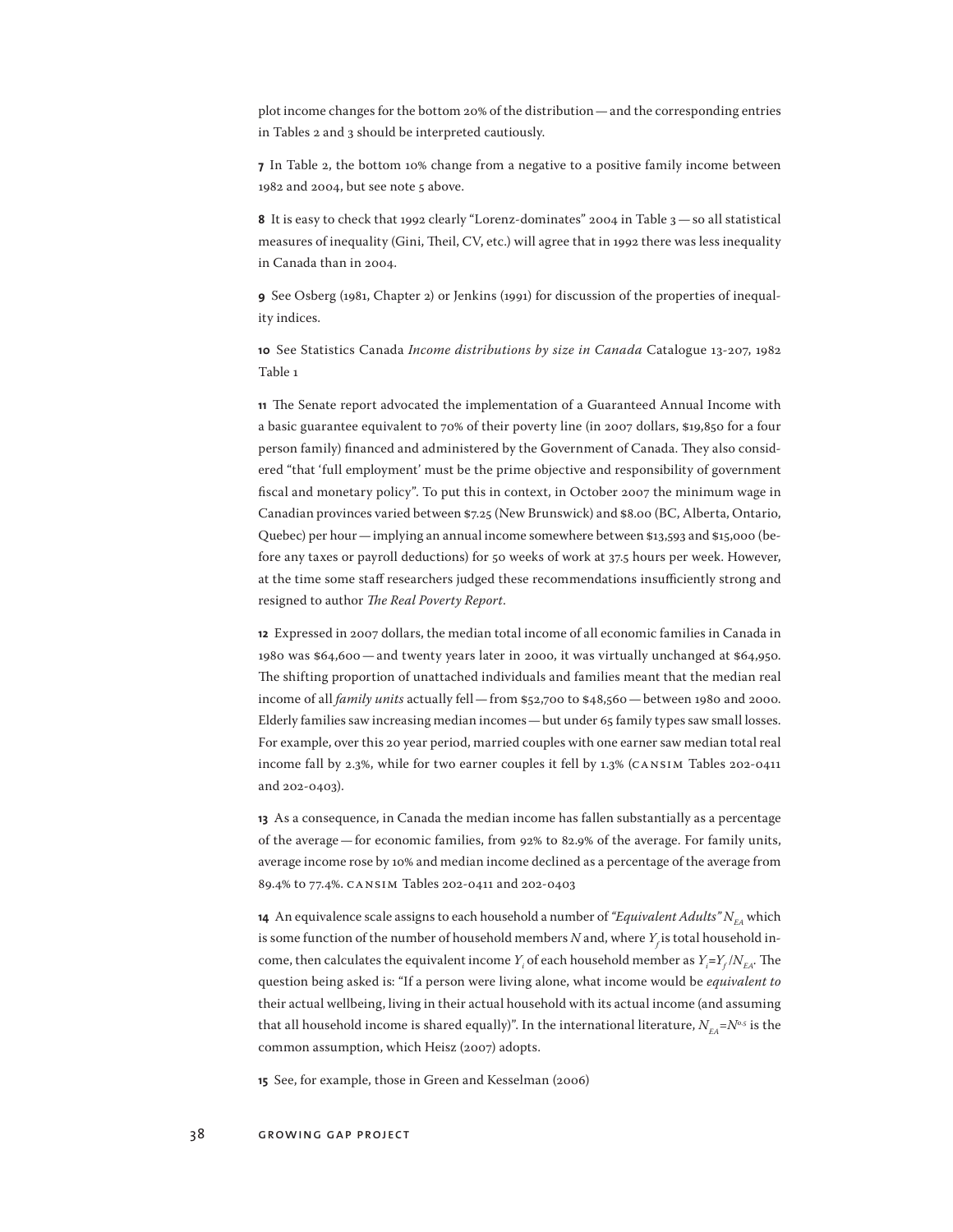plot income changes for the bottom 20% of the distribution — and the corresponding entries in Tables 2 and 3 should be interpreted cautiously.

**7** In Table 2, the bottom 10% change from a negative to a positive family income between 1982 and 2004, but see note 5 above.

**8** It is easy to check that 1992 clearly "Lorenz-dominates" 2004 in Table 3 — so all statistical measures of inequality (Gini, Theil, CV, etc.) will agree that in 1992 there was less inequality in Canada than in 2004.

**9** See Osberg (1981, Chapter 2) or Jenkins (1991) for discussion of the properties of inequality indices.

**10** See Statistics Canada *Income distributions by size in Canada* Catalogue 13-207, 1982 Table 1

**11** The Senate report advocated the implementation of a Guaranteed Annual Income with a basic guarantee equivalent to 70% of their poverty line (in 2007 dollars, $19,850 for a four person family) financed and administered by the Government of Canada. They also considered "that 'full employment' must be the prime objective and responsibility of government fiscal and monetary policy". To put this in context, in October 2007 the minimum wage in Canadian provinces varied between $7.25 (New Brunswick) and $8.00 (BC, Alberta, Ontario, Quebec) per hour — implying an annual income somewhere between $13,593 and $15,000 (before any taxes or payroll deductions) for 50 weeks of work at 37.5 hours per week. However, at the time some staff researchers judged these recommendations insufficiently strong and resigned to author *The Real Poverty Report*.

**12** Expressed in 2007 dollars, the median total income of all economic families in Canada in 1980 was $64,600 — and twenty years later in 2000, it was virtually unchanged at $64,950. The shifting proportion of unattached individuals and families meant that the median real income of all *family units* actually fell — from $52,700 to $48,560 — between 1980 and 2000. Elderly families saw increasing median incomes — but under 65 family types saw small losses. For example, over this 20 year period, married couples with one earner saw median total real income fall by 2.3%, while for two earner couples it fell by 1.3% (CANSIM Tables 202-0411 and 202-0403).

**13** As a consequence, in Canada the median income has fallen substantially as a percentage of the average — for economic families, from 92% to 82.9% of the average. For family units, average income rose by 10% and median income declined as a percentage of the average from 89.4% to 77.4%. CANSIM Tables 202-0411 and 202-0403

**14** An equivalence scale assigns to each household a number of *"Equivalent Adults"* $N_{EA}$ which is some function of the number of household members $N$ and, where $Y_f$ is total household income, then calculates the equivalent income $Y_i$ of each household member as $Y_i = Y_f / N_{EA}$. The question being asked is: "If a person were living alone, what income would be *equivalent to* their actual wellbeing, living in their actual household with its actual income (and assuming that all household income is shared equally)". In the international literature, $N_{EA} = N^{0.5}$ is the common assumption, which Heisz (2007) adopts.

**15** See, for example, those in Green and Kesselman (2006)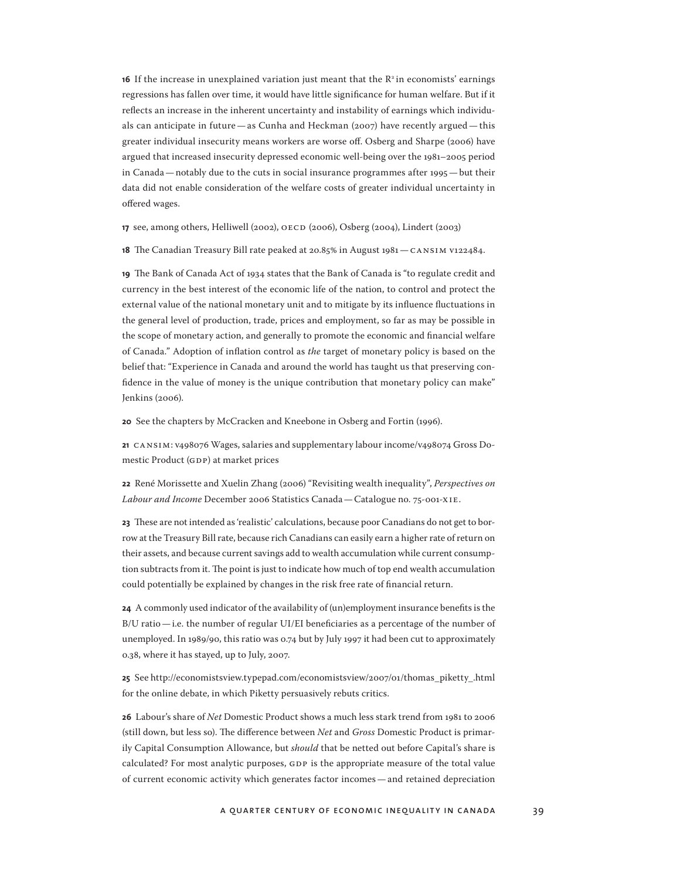**16** If the increase in unexplained variation just meant that the $R^2$ in economists' earnings regressions has fallen over time, it would have little significance for human welfare. But if it reflects an increase in the inherent uncertainty and instability of earnings which individuals can anticipate in future — as Cunha and Heckman (2007) have recently argued — this greater individual insecurity means workers are worse off. Osberg and Sharpe (2006) have argued that increased insecurity depressed economic well-being over the 1981–2005 period in Canada — notably due to the cuts in social insurance programmes after 1995 — but their data did not enable consideration of the welfare costs of greater individual uncertainty in offered wages.

**17** see, among others, Helliwell (2002), OECD (2006), Osberg (2004), Lindert (2003)

**18** The Canadian Treasury Bill rate peaked at 20.85% in August 1981 — CANSIM V122484.

**19** The Bank of Canada Act of 1934 states that the Bank of Canada is "to regulate credit and currency in the best interest of the economic life of the nation, to control and protect the external value of the national monetary unit and to mitigate by its influence fluctuations in the general level of production, trade, prices and employment, so far as may be possible in the scope of monetary action, and generally to promote the economic and financial welfare of Canada." Adoption of inflation control as *the* target of monetary policy is based on the belief that: "Experience in Canada and around the world has taught us that preserving confidence in the value of money is the unique contribution that monetary policy can make" Jenkins (2006).

**20** See the chapters by McCracken and Kneebone in Osberg and Fortin (1996).

**21** CANSIM: v498076 Wages, salaries and supplementary labour income/v498074 Gross Domestic Product (GDP) at market prices

**22** René Morissette and Xuelin Zhang (2006) "Revisiting wealth inequality", *Perspectives on Labour and Income* December 2006 Statistics Canada — Catalogue no. 75-001-XIE.

**23** These are not intended as 'realistic' calculations, because poor Canadians do not get to borrow at the Treasury Bill rate, because rich Canadians can easily earn a higher rate of return on their assets, and because current savings add to wealth accumulation while current consumption subtracts from it. The point is just to indicate how much of top end wealth accumulation could potentially be explained by changes in the risk free rate of financial return.

**24** A commonly used indicator of the availability of (un)employment insurance benefits is the B/U ratio — i.e. the number of regular UI/EI beneficiaries as a percentage of the number of unemployed. In 1989/90, this ratio was 0.74 but by July 1997 it had been cut to approximately 0.38, where it has stayed, up to July, 2007.

**25** See http://economistsview.typepad.com/economistsview/2007/01/thomas_piketty_.html for the online debate, in which Piketty persuasively rebuts critics.

**26** Labour's share of *Net* Domestic Product shows a much less stark trend from 1981 to 2006 (still down, but less so). The difference between *Net* and *Gross* Domestic Product is primarily Capital Consumption Allowance, but *should* that be netted out before Capital's share is calculated? For most analytic purposes, GDP is the appropriate measure of the total value of current economic activity which generates factor incomes — and retained depreciation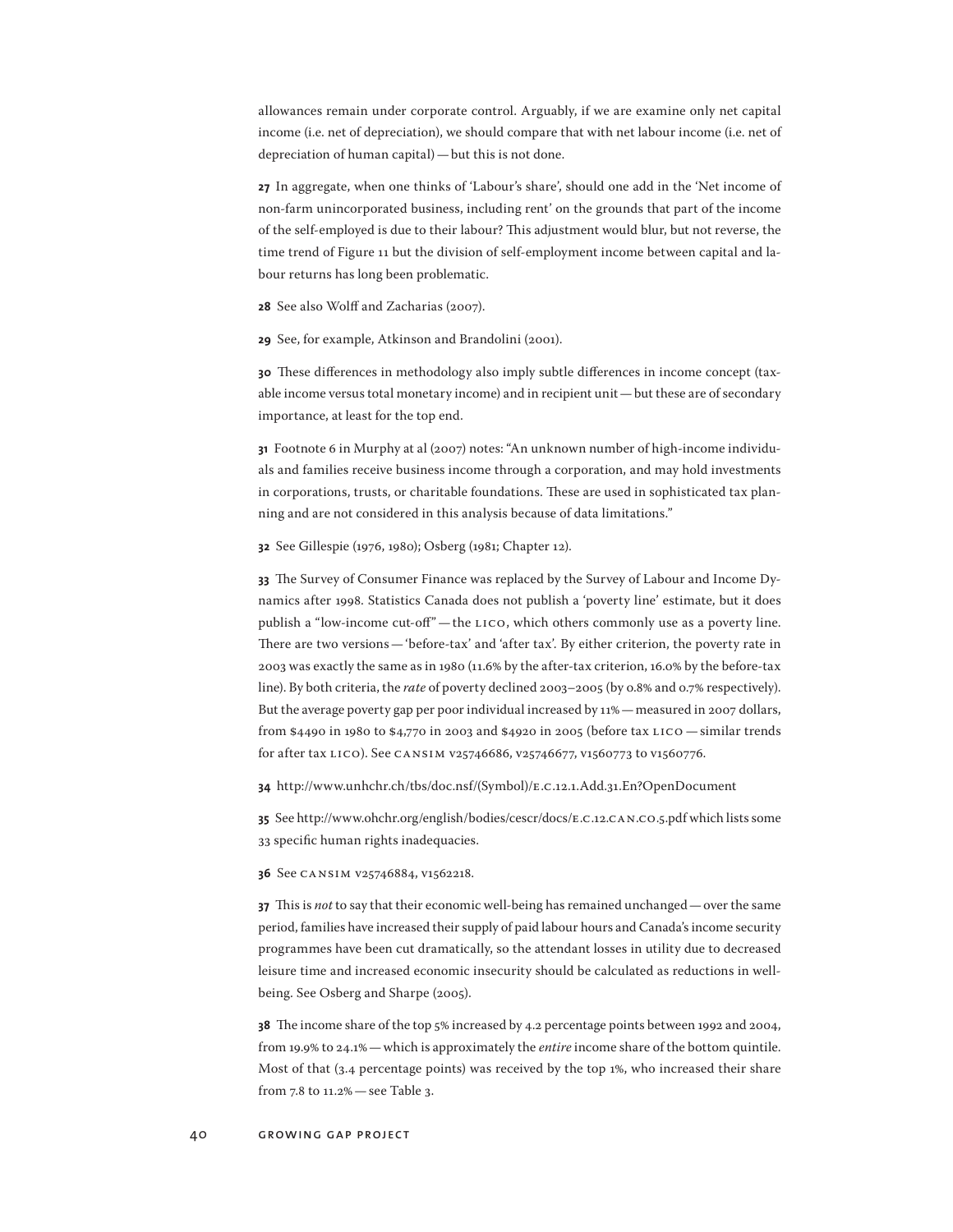allowances remain under corporate control. Arguably, if we are examine only net capital income (i.e. net of depreciation), we should compare that with net labour income (i.e. net of depreciation of human capital) — but this is not done.

**27** In aggregate, when one thinks of 'Labour's share', should one add in the 'Net income of non-farm unincorporated business, including rent' on the grounds that part of the income of the self-employed is due to their labour? This adjustment would blur, but not reverse, the time trend of Figure 11 but the division of self-employment income between capital and labour returns has long been problematic.

**28** See also Wolff and Zacharias (2007).

**29** See, for example, Atkinson and Brandolini (2001).

**30** These differences in methodology also imply subtle differences in income concept (taxable income versus total monetary income) and in recipient unit — but these are of secondary importance, at least for the top end.

**31** Footnote 6 in Murphy at al (2007) notes: "An unknown number of high-income individuals and families receive business income through a corporation, and may hold investments in corporations, trusts, or charitable foundations. These are used in sophisticated tax planning and are not considered in this analysis because of data limitations."

**32** See Gillespie (1976, 1980); Osberg (1981; Chapter 12).

**33** The Survey of Consumer Finance was replaced by the Survey of Labour and Income Dynamics after 1998. Statistics Canada does not publish a 'poverty line' estimate, but it does publish a "low-income cut-off" — the LICO, which others commonly use as a poverty line. There are two versions — 'before-tax' and 'after tax'. By either criterion, the poverty rate in 2003 was exactly the same as in 1980 (11.6% by the after-tax criterion, 16.0% by the before-tax line). By both criteria, the *rate* of poverty declined 2003–2005 (by 0.8% and 0.7% respectively). But the average poverty gap per poor individual increased by 11% — measured in 2007 dollars, from $4490 in 1980 to $4,770 in 2003 and $4920 in 2005 (before tax LICO — similar trends for after tax LICO). See CANSIM v25746686, v25746677, v1560773 to v1560776.

**34** http://www.unhchr.ch/tbs/doc.nsf/(Symbol)/E.C.12.1.Add.31.En?OpenDocument

**35** See http://www.ohchr.org/english/bodies/cescr/docs/E.C.12.CAN.CO.5.pdf which lists some 33 specific human rights inadequacies.

**36** See CANSIM v25746884, v1562218.

**37** This is *not* to say that their economic well-being has remained unchanged — over the same period, families have increased their supply of paid labour hours and Canada's income security programmes have been cut dramatically, so the attendant losses in utility due to decreased leisure time and increased economic insecurity should be calculated as reductions in well-being. See Osberg and Sharpe (2005).

**38** The income share of the top 5% increased by 4.2 percentage points between 1992 and 2004, from 19.9% to 24.1% — which is approximately the *entire* income share of the bottom quintile. Most of that (3.4 percentage points) was received by the top 1%, who increased their share from 7.8 to 11.2% — see Table 3.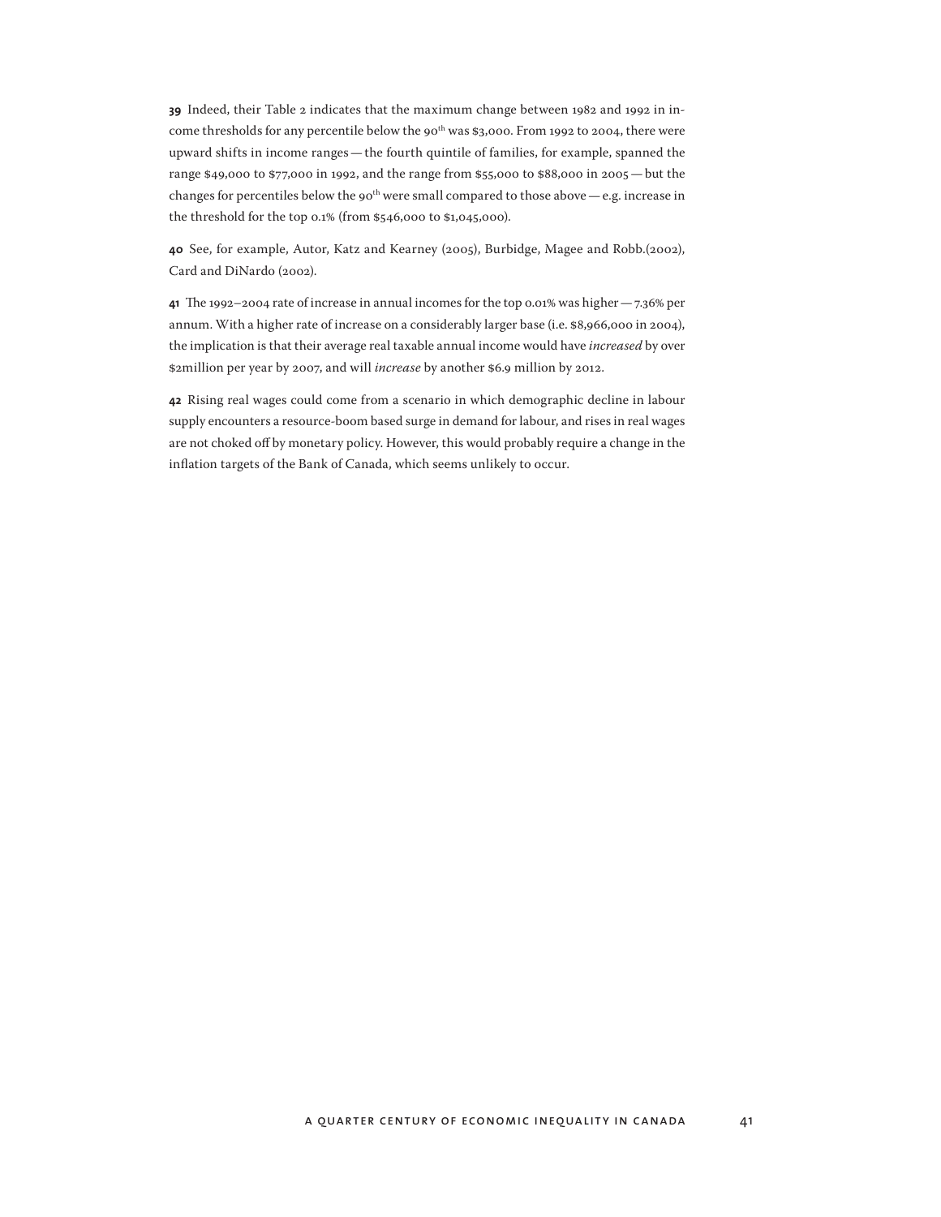**39** Indeed, their Table 2 indicates that the maximum change between 1982 and 1992 in income thresholds for any percentile below the 90th was $3,000. From 1992 to 2004, there were upward shifts in income ranges — the fourth quintile of families, for example, spanned the range $49,000 to $77,000 in 1992, and the range from $55,000 to $88,000 in 2005 — but the changes for percentiles below the 90th were small compared to those above — e.g. increase in the threshold for the top 0.1% (from $546,000 to $1,045,000).

**40** See, for example, Autor, Katz and Kearney (2005), Burbidge, Magee and Robb.(2002), Card and DiNardo (2002).

**41** The 1992–2004 rate of increase in annual incomes for the top 0.01% was higher — 7.36% per annum. With a higher rate of increase on a considerably larger base (i.e. $8,966,000 in 2004), the implication is that their average real taxable annual income would have *increased* by over $2million per year by 2007, and will *increase* by another $6.9 million by 2012.

**42** Rising real wages could come from a scenario in which demographic decline in labour supply encounters a resource-boom based surge in demand for labour, and rises in real wages are not choked off by monetary policy. However, this would probably require a change in the inflation targets of the Bank of Canada, which seems unlikely to occur.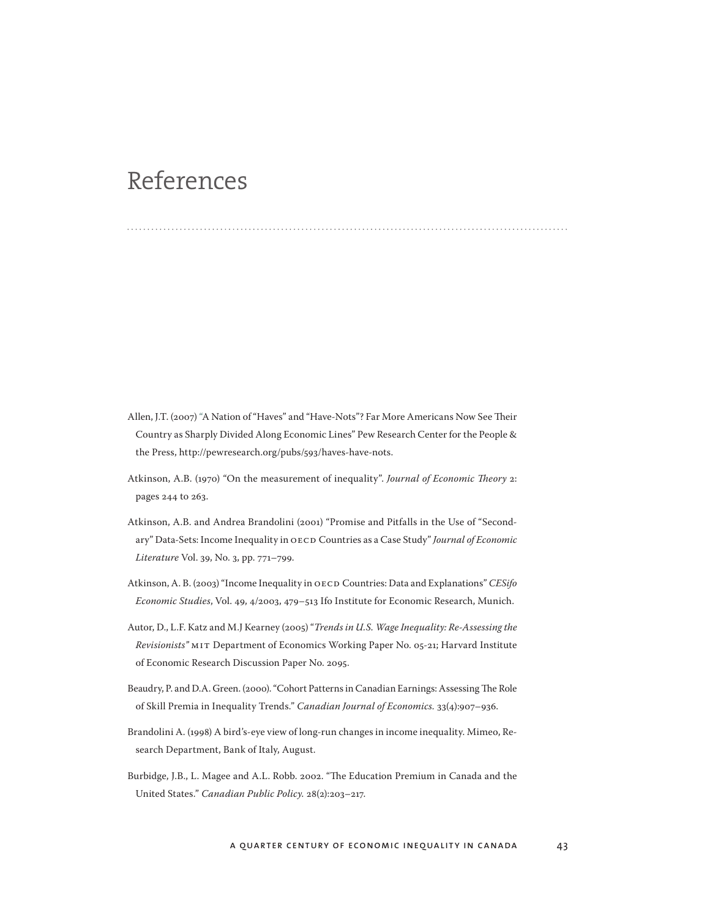# References

Allen, J.T. (2007) "A Nation of "Haves" and "Have-Nots"? Far More Americans Now See Their Country as Sharply Divided Along Economic Lines" Pew Research Center for the People & the Press, http://pewresearch.org/pubs/593/haves-have-nots.

Atkinson, A.B. (1970) "On the measurement of inequality". *Journal of Economic Theory* 2: pages 244 to 263.

Atkinson, A.B. and Andrea Brandolini (2001) "Promise and Pitfalls in the Use of "Secondary" Data-Sets: Income Inequality in OECD Countries as a Case Study" *Journal of Economic Literature* Vol. 39, No. 3, pp. 771–799.

Atkinson, A. B. (2003) "Income Inequality in OECD Countries: Data and Explanations" *CESifo Economic Studies*, Vol. 49, 4/2003, 479–513 Ifo Institute for Economic Research, Munich.

Autor, D., L.F. Katz and M.J Kearney (2005) *"Trends in U.S. Wage Inequality: Re-Assessing the Revisionists"* MIT Department of Economics Working Paper No. 05-21; Harvard Institute of Economic Research Discussion Paper No. 2095.

Beaudry, P. and D.A. Green. (2000). "Cohort Patterns in Canadian Earnings: Assessing The Role of Skill Premia in Inequality Trends." *Canadian Journal of Economics.* 33(4):907–936.

Brandolini A. (1998) A bird's-eye view of long-run changes in income inequality. Mimeo, Research Department, Bank of Italy, August.

Burbidge, J.B., L. Magee and A.L. Robb. 2002. "The Education Premium in Canada and the United States." *Canadian Public Policy.* 28(2):203–217.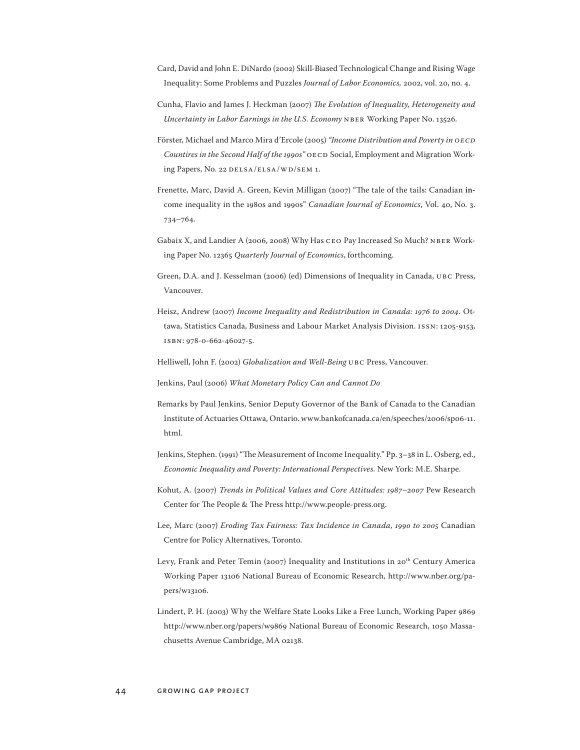Card, David and John E. DiNardo (2002) Skill-Biased Technological Change and Rising Wage Inequality: Some Problems and Puzzles *Journal of Labor Economics,* 2002, vol. 20, no. 4.

Cunha, Flavio and James J. Heckman (2007) *The Evolution of Inequality, Heterogeneity and Uncertainty in Labor Earnings in the U.S. Economy* NBER Working Paper No. 13526.

Förster, Michael and Marco Mira d'Ercole (2005) *"Income Distribution and Poverty in OECD Countires in the Second Half of the 1990s"* OECD Social, Employment and Migration Working Papers, No. 22 DELSA/ELSA/WD/SEM 1.

Frenette, Marc, David A. Green, Kevin Milligan (2007) "The tale of the tails: Canadian income inequality in the 1980s and 1990s" *Canadian Journal of Economics*, Vol. 40, No. 3. 734–764.

Gabaix X, and Landier A (2006, 2008) Why Has CEO Pay Increased So Much? NBER Working Paper No. 12365 *Quarterly Journal of Economics*, forthcoming.

Green, D.A. and J. Kesselman (2006) (ed) Dimensions of Inequality in Canada, UBC Press, Vancouver.

Heisz, Andrew (2007) *Income Inequality and Redistribution in Canada: 1976 to 2004.* Ottawa, Statistics Canada, Business and Labour Market Analysis Division. ISSN: 1205-9153, ISBN: 978-0-662-46027-5.

Helliwell, John F. (2002) *Globalization and Well-Being* UBC Press, Vancouver.

Jenkins, Paul (2006) *What Monetary Policy Can and Cannot Do*

Remarks by Paul Jenkins, Senior Deputy Governor of the Bank of Canada to the Canadian Institute of Actuaries Ottawa, Ontario. www.bankofcanada.ca/en/speeches/2006/sp06-11.html.

Jenkins, Stephen. (1991) "The Measurement of Income Inequality." Pp. 3–38 in L. Osberg, ed., *Economic Inequality and Poverty: International Perspectives.* New York: M.E. Sharpe.

Kohut, A. (2007) *Trends in Political Values and Core Attitudes: 1987–2007* Pew Research Center for The People & The Press http://www.people-press.org.

Lee, Marc (2007) *Eroding Tax Fairness: Tax Incidence in Canada, 1990 to 2005* Canadian Centre for Policy Alternatives, Toronto.

Levy, Frank and Peter Temin (2007) Inequality and Institutions in 20th Century America Working Paper 13106 National Bureau of Economic Research, http://www.nber.org/papers/w13106.

Lindert, P. H. (2003) Why the Welfare State Looks Like a Free Lunch, Working Paper 9869 http://www.nber.org/papers/w9869 National Bureau of Economic Research, 1050 Massachusetts Avenue Cambridge, MA 02138.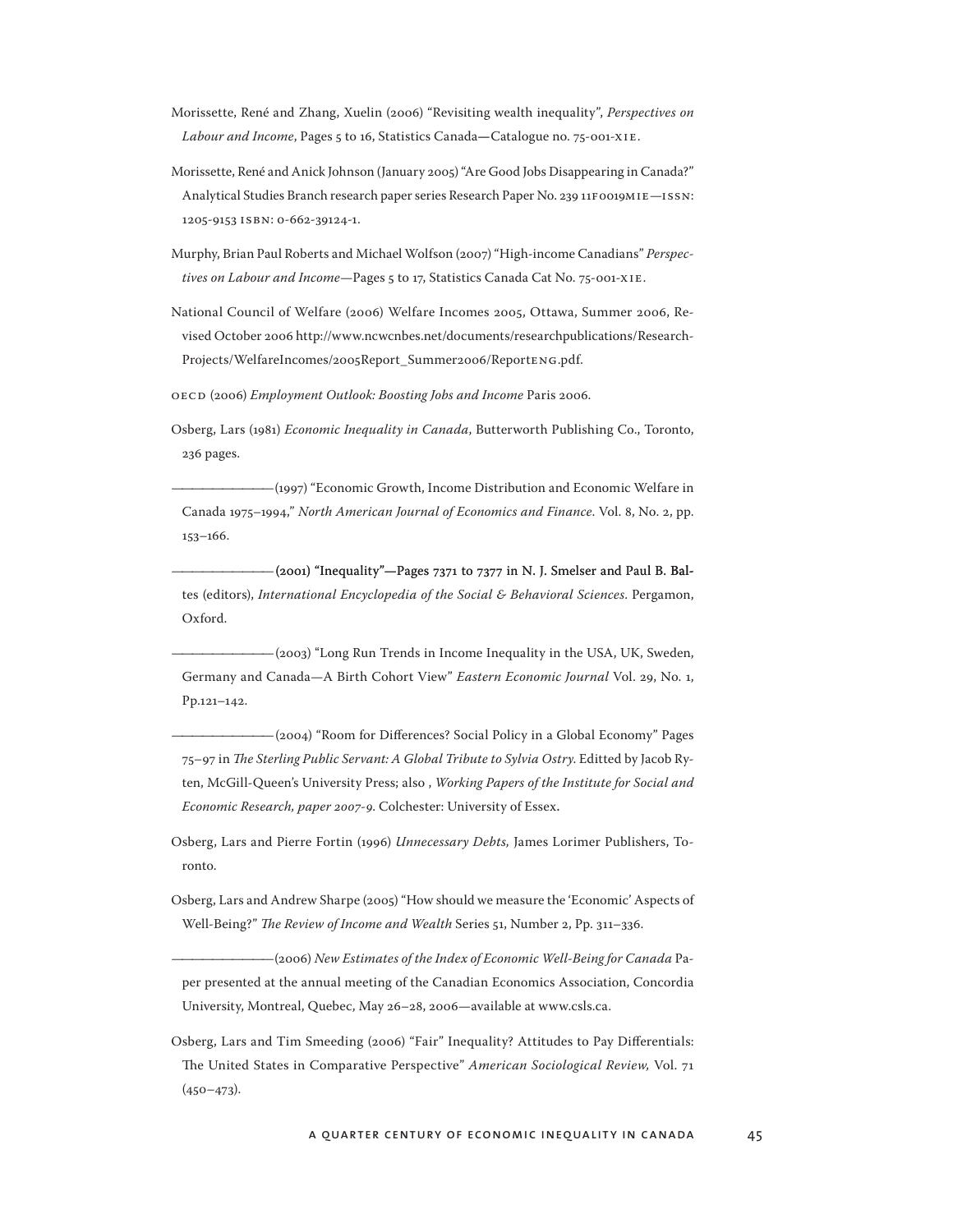Morissette, René and Zhang, Xuelin (2006) "Revisiting wealth inequality", *Perspectives on Labour and Income*, Pages 5 to 16, Statistics Canada—Catalogue no. 75-001-XIE.

Morissette, René and Anick Johnson (January 2005) "Are Good Jobs Disappearing in Canada?" Analytical Studies Branch research paper series Research Paper No. 239 11F0019MIE—ISSN: 1205-9153 ISBN: 0-662-39124-1.

Murphy, Brian Paul Roberts and Michael Wolfson (2007) "High-income Canadians" *Perspectives on Labour and Income*—Pages 5 to 17, Statistics Canada Cat No. 75-001-XIE.

National Council of Welfare (2006) Welfare Incomes 2005, Ottawa, Summer 2006, Revised October 2006 http://www.ncwcnbes.net/documents/researchpublications/ResearchProjects/WelfareIncomes/2005Report_Summer2006/ReportENG.pdf.

OECD (2006) *Employment Outlook: Boosting Jobs and Income* Paris 2006.

Osberg, Lars (1981) *Economic Inequality in Canada*, Butterworth Publishing Co., Toronto, 236 pages.

———————(1997) "Economic Growth, Income Distribution and Economic Welfare in Canada 1975–1994," *North American Journal of Economics and Finance*. Vol. 8, No. 2, pp. 153–166.

———————(2001) "Inequality"—Pages 7371 to 7377 in N. J. Smelser and Paul B. Baltes (editors), *International Encyclopedia of the Social & Behavioral Sciences*. Pergamon, Oxford.

———————(2003) "Long Run Trends in Income Inequality in the USA, UK, Sweden, Germany and Canada—A Birth Cohort View" *Eastern Economic Journal* Vol. 29, No. 1, Pp.121–142.

———————(2004) "Room for Differences? Social Policy in a Global Economy" Pages 75–97 in *The Sterling Public Servant: A Global Tribute to Sylvia Ostry*. Editted by Jacob Ryten, McGill-Queen's University Press; also , *Working Papers of the Institute for Social and Economic Research, paper 2007-9*. Colchester: University of Essex.

Osberg, Lars and Pierre Fortin (1996) *Unnecessary Debts,* James Lorimer Publishers, Toronto.

Osberg, Lars and Andrew Sharpe (2005) "How should we measure the 'Economic' Aspects of Well-Being?" *The Review of Income and Wealth* Series 51, Number 2, Pp. 311–336.

———————(2006) *New Estimates of the Index of Economic Well-Being for Canada* Paper presented at the annual meeting of the Canadian Economics Association, Concordia University, Montreal, Quebec, May 26–28, 2006—available at www.csls.ca.

Osberg, Lars and Tim Smeeding (2006) "Fair" Inequality? Attitudes to Pay Differentials: The United States in Comparative Perspective" *American Sociological Review,* Vol. 71 (450–473).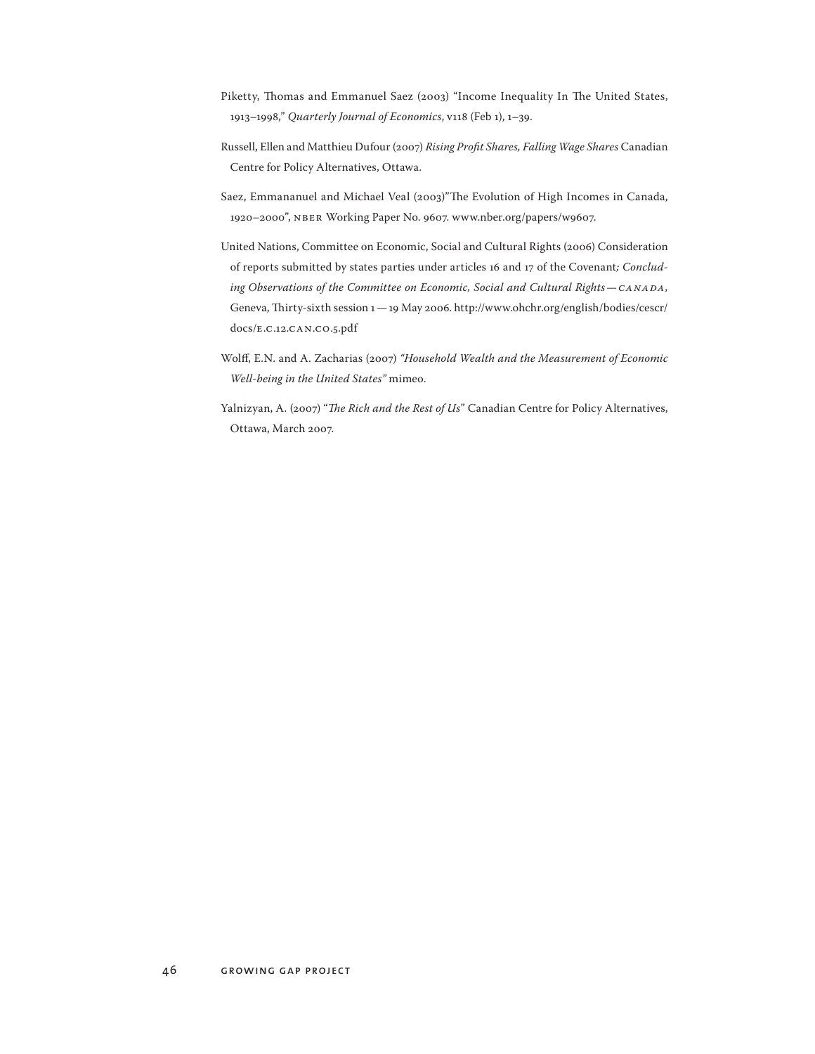Piketty, Thomas and Emmanuel Saez (2003) "Income Inequality In The United States, 1913–1998," *Quarterly Journal of Economics*, v118 (Feb 1), 1–39.

Russell, Ellen and Matthieu Dufour (2007) *Rising Profit Shares, Falling Wage Shares* Canadian Centre for Policy Alternatives, Ottawa.

Saez, Emmananuel and Michael Veal (2003)"The Evolution of High Incomes in Canada, 1920–2000", NBER Working Paper No. 9607. www.nber.org/papers/w9607.

United Nations, Committee on Economic, Social and Cultural Rights (2006) Consideration of reports submitted by states parties under articles 16 and 17 of the Covenant; *Concluding Observations of the Committee on Economic, Social and Cultural Rights — CANADA*, Geneva, Thirty-sixth session 1 — 19 May 2006. http://www.ohchr.org/english/bodies/cescr/docs/E.C.12.CAN.CO.5.pdf

Wolff, E.N. and A. Zacharias (2007) *"Household Wealth and the Measurement of Economic Well-being in the United States"* mimeo.

Yalnizyan, A. (2007) "*The Rich and the Rest of Us*" Canadian Centre for Policy Alternatives, Ottawa, March 2007.